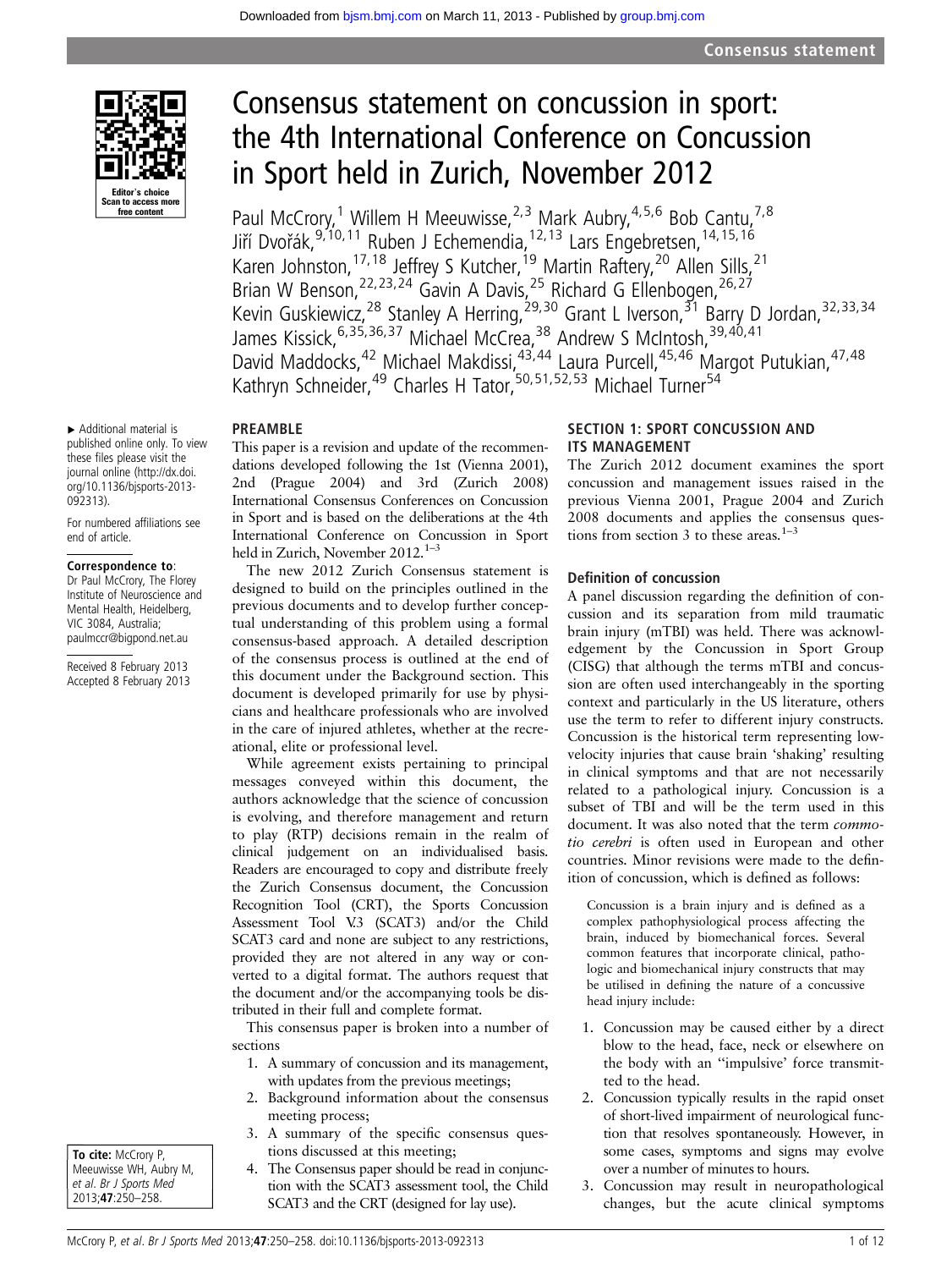# Consensus statement on concussion in sport: the 4th International Conference on Concussion in Sport held in Zurich, November 2012

Paul McCrory,[1] Willem H Meeuwisse,[2,3] Mark Aubry,[4,5,6] Bob Cantu,[7,8] Jiří Dvořák,[9,10,11] Ruben J Echemendia,[12,13] Lars Engebretsen,[14,15,16] Karen Johnston,[17,18] Jeffrey S Kutcher,[19] Martin Raftery,[20] Allen Sills,[21] Brian W Benson,[22,23,24] Gavin A Davis,[25] Richard G Ellenbogen,[26,27] Kevin Guskiewicz,[28] Stanley A Herring,[29,30] Grant L Iverson,[31] Barry D Jordan,[32,33,34] James Kissick,[6,35,36,37] Michael McCrea,[38] Andrew S McIntosh,[39,40,41] David Maddocks,[42] Michael Makdissi,[43,44] Laura Purcell,[45,46] Margot Putukian,[47,48] Kathryn Schneider,[49] Charles H Tator,[50,51,52,53] Michael Turner[54]

▸ Additional material is published online only. To view these files please visit the journal online (http://dx.doi.org/10.1136/bjsports-2013-092313).

For numbered affiliations see end of article.

**Correspondence to**: Dr Paul McCrory, The Florey Institute of Neuroscience and Mental Health, Heidelberg, VIC 3084, Australia; paulmccr@bigpond.net.au

Received 8 February 2013
Accepted 8 February 2013

**To cite:** McCrory P, Meeuwisse WH, Aubry M, *et al. Br J Sports Med* 2013;**47**:250–258.

## PREAMBLE

This paper is a revision and update of the recommendations developed following the 1st (Vienna 2001), 2nd (Prague 2004) and 3rd (Zurich 2008) International Consensus Conferences on Concussion in Sport and is based on the deliberations at the 4th International Conference on Concussion in Sport held in Zurich, November 2012.[1–3]

The new 2012 Zurich Consensus statement is designed to build on the principles outlined in the previous documents and to develop further conceptual understanding of this problem using a formal consensus-based approach. A detailed description of the consensus process is outlined at the end of this document under the Background section. This document is developed primarily for use by physicians and healthcare professionals who are involved in the care of injured athletes, whether at the recreational, elite or professional level.

While agreement exists pertaining to principal messages conveyed within this document, the authors acknowledge that the science of concussion is evolving, and therefore management and return to play (RTP) decisions remain in the realm of clinical judgement on an individualised basis. Readers are encouraged to copy and distribute freely the Zurich Consensus document, the Concussion Recognition Tool (CRT), the Sports Concussion Assessment Tool V.3 (SCAT3) and/or the Child SCAT3 card and none are subject to any restrictions, provided they are not altered in any way or converted to a digital format. The authors request that the document and/or the accompanying tools be distributed in their full and complete format.

This consensus paper is broken into a number of sections

1. A summary of concussion and its management, with updates from the previous meetings;
2. Background information about the consensus meeting process;
3. A summary of the specific consensus questions discussed at this meeting;
4. The Consensus paper should be read in conjunction with the SCAT3 assessment tool, the Child SCAT3 and the CRT (designed for lay use).

## SECTION 1: SPORT CONCUSSION AND ITS MANAGEMENT

The Zurich 2012 document examines the sport concussion and management issues raised in the previous Vienna 2001, Prague 2004 and Zurich 2008 documents and applies the consensus questions from section 3 to these areas.[1–3]

### Definition of concussion

A panel discussion regarding the definition of concussion and its separation from mild traumatic brain injury (mTBI) was held. There was acknowledgement by the Concussion in Sport Group (CISG) that although the terms mTBI and concussion are often used interchangeably in the sporting context and particularly in the US literature, others use the term to refer to different injury constructs. Concussion is the historical term representing low-velocity injuries that cause brain 'shaking' resulting in clinical symptoms and that are not necessarily related to a pathological injury. Concussion is a subset of TBI and will be the term used in this document. It was also noted that the term *commotio cerebri* is often used in European and other countries. Minor revisions were made to the definition of concussion, which is defined as follows:

> Concussion is a brain injury and is defined as a complex pathophysiological process affecting the brain, induced by biomechanical forces. Several common features that incorporate clinical, pathologic and biomechanical injury constructs that may be utilised in defining the nature of a concussive head injury include:

1. Concussion may be caused either by a direct blow to the head, face, neck or elsewhere on the body with an ''impulsive' force transmitted to the head.
2. Concussion typically results in the rapid onset of short-lived impairment of neurological function that resolves spontaneously. However, in some cases, symptoms and signs may evolve over a number of minutes to hours.
3. Concussion may result in neuropathological changes, but the acute clinical symptoms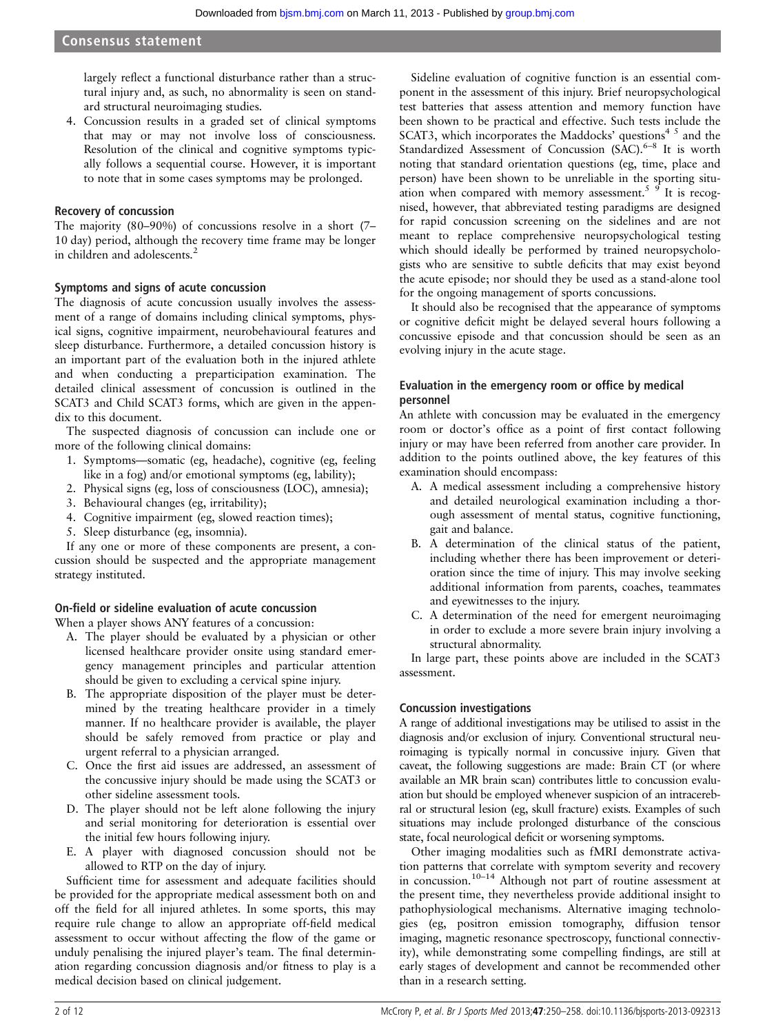largely reflect a functional disturbance rather than a structural injury and, as such, no abnormality is seen on standard structural neuroimaging studies.

4. Concussion results in a graded set of clinical symptoms that may or may not involve loss of consciousness. Resolution of the clinical and cognitive symptoms typically follows a sequential course. However, it is important to note that in some cases symptoms may be prolonged.

### Recovery of concussion

The majority (80–90%) of concussions resolve in a short (7–10 day) period, although the recovery time frame may be longer in children and adolescents.[2]

### Symptoms and signs of acute concussion

The diagnosis of acute concussion usually involves the assessment of a range of domains including clinical symptoms, physical signs, cognitive impairment, neurobehavioural features and sleep disturbance. Furthermore, a detailed concussion history is an important part of the evaluation both in the injured athlete and when conducting a preparticipation examination. The detailed clinical assessment of concussion is outlined in the SCAT3 and Child SCAT3 forms, which are given in the appendix to this document.

The suspected diagnosis of concussion can include one or more of the following clinical domains:

1. Symptoms—somatic (eg, headache), cognitive (eg, feeling like in a fog) and/or emotional symptoms (eg, lability);
2. Physical signs (eg, loss of consciousness (LOC), amnesia);
3. Behavioural changes (eg, irritability);
4. Cognitive impairment (eg, slowed reaction times);
5. Sleep disturbance (eg, insomnia).

If any one or more of these components are present, a concussion should be suspected and the appropriate management strategy instituted.

### On-field or sideline evaluation of acute concussion

When a player shows ANY features of a concussion:

A. The player should be evaluated by a physician or other licensed healthcare provider onsite using standard emergency management principles and particular attention should be given to excluding a cervical spine injury.

B. The appropriate disposition of the player must be determined by the treating healthcare provider in a timely manner. If no healthcare provider is available, the player should be safely removed from practice or play and urgent referral to a physician arranged.

C. Once the first aid issues are addressed, an assessment of the concussive injury should be made using the SCAT3 or other sideline assessment tools.

D. The player should not be left alone following the injury and serial monitoring for deterioration is essential over the initial few hours following injury.

E. A player with diagnosed concussion should not be allowed to RTP on the day of injury.

Sufficient time for assessment and adequate facilities should be provided for the appropriate medical assessment both on and off the field for all injured athletes. In some sports, this may require rule change to allow an appropriate off-field medical assessment to occur without affecting the flow of the game or unduly penalising the injured player's team. The final determination regarding concussion diagnosis and/or fitness to play is a medical decision based on clinical judgement.

Sideline evaluation of cognitive function is an essential component in the assessment of this injury. Brief neuropsychological test batteries that assess attention and memory function have been shown to be practical and effective. Such tests include the SCAT3, which incorporates the Maddocks' questions[4,5] and the Standardized Assessment of Concussion (SAC).[6–8] It is worth noting that standard orientation questions (eg, time, place and person) have been shown to be unreliable in the sporting situation when compared with memory assessment.[5,9] It is recognised, however, that abbreviated testing paradigms are designed for rapid concussion screening on the sidelines and are not meant to replace comprehensive neuropsychological testing which should ideally be performed by trained neuropsychologists who are sensitive to subtle deficits that may exist beyond the acute episode; nor should they be used as a stand-alone tool for the ongoing management of sports concussions.

It should also be recognised that the appearance of symptoms or cognitive deficit might be delayed several hours following a concussive episode and that concussion should be seen as an evolving injury in the acute stage.

### Evaluation in the emergency room or office by medical personnel

An athlete with concussion may be evaluated in the emergency room or doctor's office as a point of first contact following injury or may have been referred from another care provider. In addition to the points outlined above, the key features of this examination should encompass:

A. A medical assessment including a comprehensive history and detailed neurological examination including a thorough assessment of mental status, cognitive functioning, gait and balance.

B. A determination of the clinical status of the patient, including whether there has been improvement or deterioration since the time of injury. This may involve seeking additional information from parents, coaches, teammates and eyewitnesses to the injury.

C. A determination of the need for emergent neuroimaging in order to exclude a more severe brain injury involving a structural abnormality.

In large part, these points above are included in the SCAT3 assessment.

### Concussion investigations

A range of additional investigations may be utilised to assist in the diagnosis and/or exclusion of injury. Conventional structural neuroimaging is typically normal in concussive injury. Given that caveat, the following suggestions are made: Brain CT (or where available an MR brain scan) contributes little to concussion evaluation but should be employed whenever suspicion of an intracerebral or structural lesion (eg, skull fracture) exists. Examples of such situations may include prolonged disturbance of the conscious state, focal neurological deficit or worsening symptoms.

Other imaging modalities such as fMRI demonstrate activation patterns that correlate with symptom severity and recovery in concussion.[10–14] Although not part of routine assessment at the present time, they nevertheless provide additional insight to pathophysiological mechanisms. Alternative imaging technologies (eg, positron emission tomography, diffusion tensor imaging, magnetic resonance spectroscopy, functional connectivity), while demonstrating some compelling findings, are still at early stages of development and cannot be recommended other than in a research setting.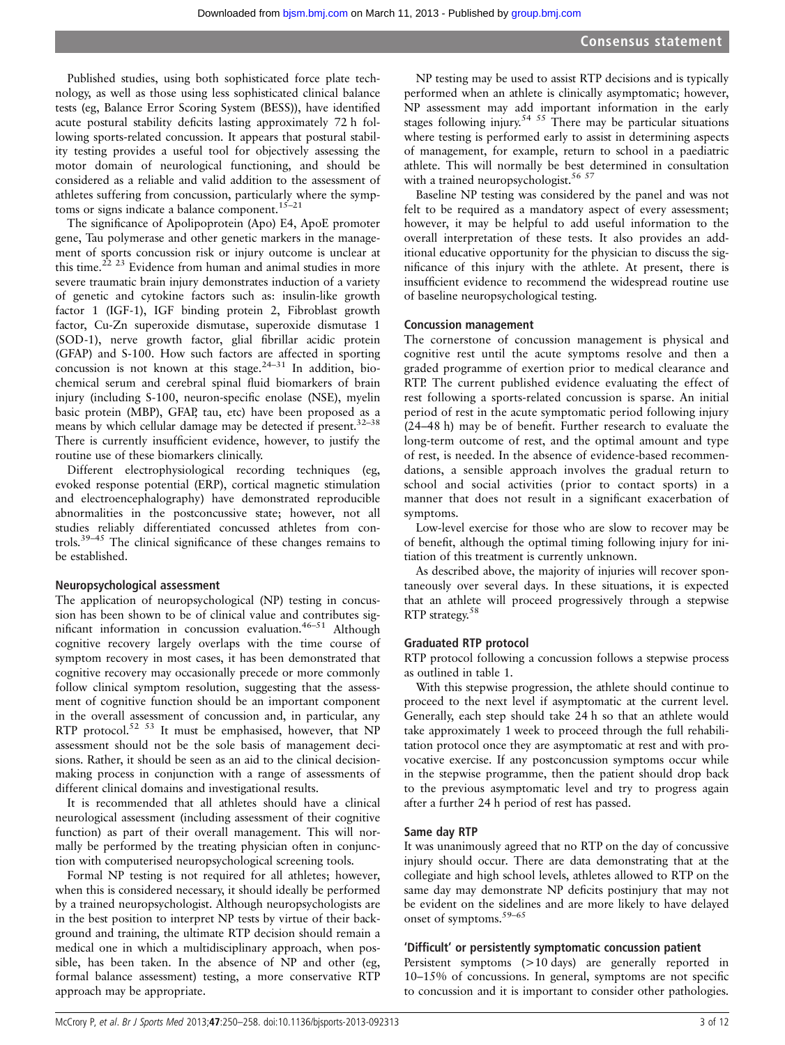Published studies, using both sophisticated force plate technology, as well as those using less sophisticated clinical balance tests (eg, Balance Error Scoring System (BESS)), have identified acute postural stability deficits lasting approximately 72 h following sports-related concussion. It appears that postural stability testing provides a useful tool for objectively assessing the motor domain of neurological functioning, and should be considered as a reliable and valid addition to the assessment of athletes suffering from concussion, particularly where the symptoms or signs indicate a balance component.[15–21]

The significance of Apolipoprotein (Apo) E4, ApoE promoter gene, Tau polymerase and other genetic markers in the management of sports concussion risk or injury outcome is unclear at this time.[22 23] Evidence from human and animal studies in more severe traumatic brain injury demonstrates induction of a variety of genetic and cytokine factors such as: insulin-like growth factor 1 (IGF-1), IGF binding protein 2, Fibroblast growth factor, Cu-Zn superoxide dismutase, superoxide dismutase 1 (SOD-1), nerve growth factor, glial fibrillar acidic protein (GFAP) and S-100. How such factors are affected in sporting concussion is not known at this stage.[24–31] In addition, biochemical serum and cerebral spinal fluid biomarkers of brain injury (including S-100, neuron-specific enolase (NSE), myelin basic protein (MBP), GFAP, tau, etc) have been proposed as a means by which cellular damage may be detected if present.[32–38] There is currently insufficient evidence, however, to justify the routine use of these biomarkers clinically.

Different electrophysiological recording techniques (eg, evoked response potential (ERP), cortical magnetic stimulation and electroencephalography) have demonstrated reproducible abnormalities in the postconcussive state; however, not all studies reliably differentiated concussed athletes from controls.[39–45] The clinical significance of these changes remains to be established.

### Neuropsychological assessment

The application of neuropsychological (NP) testing in concussion has been shown to be of clinical value and contributes significant information in concussion evaluation.[46–51] Although cognitive recovery largely overlaps with the time course of symptom recovery in most cases, it has been demonstrated that cognitive recovery may occasionally precede or more commonly follow clinical symptom resolution, suggesting that the assessment of cognitive function should be an important component in the overall assessment of concussion and, in particular, any RTP protocol.[52 53] It must be emphasised, however, that NP assessment should not be the sole basis of management decisions. Rather, it should be seen as an aid to the clinical decision-making process in conjunction with a range of assessments of different clinical domains and investigational results.

It is recommended that all athletes should have a clinical neurological assessment (including assessment of their cognitive function) as part of their overall management. This will normally be performed by the treating physician often in conjunction with computerised neuropsychological screening tools.

Formal NP testing is not required for all athletes; however, when this is considered necessary, it should ideally be performed by a trained neuropsychologist. Although neuropsychologists are in the best position to interpret NP tests by virtue of their background and training, the ultimate RTP decision should remain a medical one in which a multidisciplinary approach, when possible, has been taken. In the absence of NP and other (eg, formal balance assessment) testing, a more conservative RTP approach may be appropriate.

NP testing may be used to assist RTP decisions and is typically performed when an athlete is clinically asymptomatic; however, NP assessment may add important information in the early stages following injury.[54 55] There may be particular situations where testing is performed early to assist in determining aspects of management, for example, return to school in a paediatric athlete. This will normally be best determined in consultation with a trained neuropsychologist.[56 57]

Baseline NP testing was considered by the panel and was not felt to be required as a mandatory aspect of every assessment; however, it may be helpful to add useful information to the overall interpretation of these tests. It also provides an additional educative opportunity for the physician to discuss the significance of this injury with the athlete. At present, there is insufficient evidence to recommend the widespread routine use of baseline neuropsychological testing.

### Concussion management

The cornerstone of concussion management is physical and cognitive rest until the acute symptoms resolve and then a graded programme of exertion prior to medical clearance and RTP. The current published evidence evaluating the effect of rest following a sports-related concussion is sparse. An initial period of rest in the acute symptomatic period following injury (24–48 h) may be of benefit. Further research to evaluate the long-term outcome of rest, and the optimal amount and type of rest, is needed. In the absence of evidence-based recommendations, a sensible approach involves the gradual return to school and social activities (prior to contact sports) in a manner that does not result in a significant exacerbation of symptoms.

Low-level exercise for those who are slow to recover may be of benefit, although the optimal timing following injury for initiation of this treatment is currently unknown.

As described above, the majority of injuries will recover spontaneously over several days. In these situations, it is expected that an athlete will proceed progressively through a stepwise RTP strategy.[58]

### Graduated RTP protocol

RTP protocol following a concussion follows a stepwise process as outlined in table 1.

With this stepwise progression, the athlete should continue to proceed to the next level if asymptomatic at the current level. Generally, each step should take 24 h so that an athlete would take approximately 1 week to proceed through the full rehabilitation protocol once they are asymptomatic at rest and with provocative exercise. If any postconcussion symptoms occur while in the stepwise programme, then the patient should drop back to the previous asymptomatic level and try to progress again after a further 24 h period of rest has passed.

### Same day RTP

It was unanimously agreed that no RTP on the day of concussive injury should occur. There are data demonstrating that at the collegiate and high school levels, athletes allowed to RTP on the same day may demonstrate NP deficits postinjury that may not be evident on the sidelines and are more likely to have delayed onset of symptoms.[59–65]

### 'Difficult' or persistently symptomatic concussion patient

Persistent symptoms (>10 days) are generally reported in 10–15% of concussions. In general, symptoms are not specific to concussion and it is important to consider other pathologies.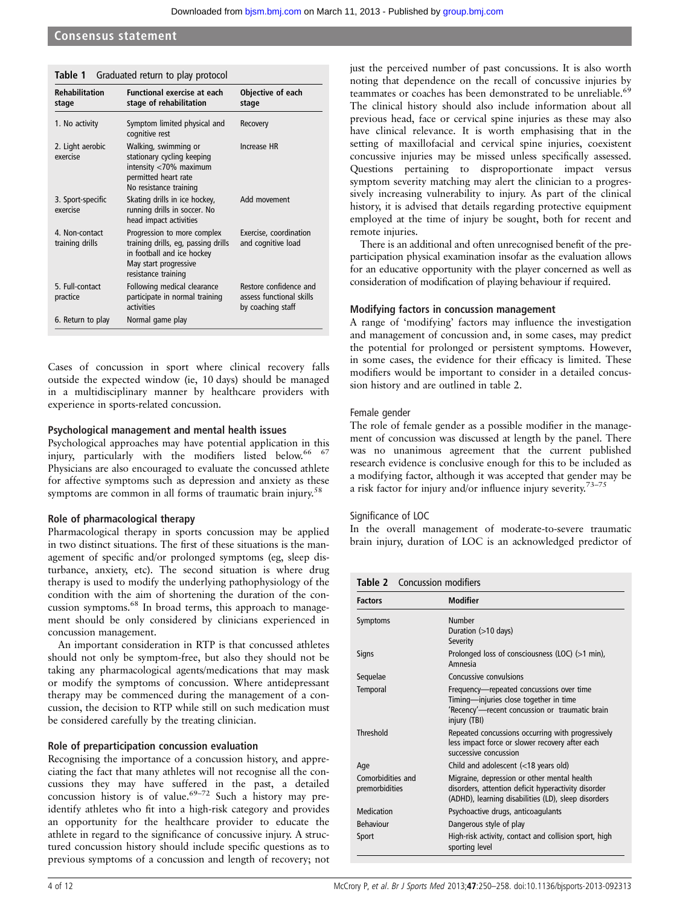**Table 1** Graduated return to play protocol

| Rehabilitation stage | Functional exercise at each stage of rehabilitation | Objective of each stage |
|---|---|---|
| 1. No activity | Symptom limited physical and cognitive rest | Recovery |
| 2. Light aerobic exercise | Walking, swimming or stationary cycling keeping intensity <70% maximum permitted heart rate<br>No resistance training | Increase HR |
| 3. Sport-specific exercise | Skating drills in ice hockey, running drills in soccer. No head impact activities | Add movement |
| 4. Non-contact training drills | Progression to more complex training drills, eg, passing drills in football and ice hockey<br>May start progressive resistance training | Exercise, coordination and cognitive load |
| 5. Full-contact practice | Following medical clearance participate in normal training activities | Restore confidence and assess functional skills by coaching staff |
| 6. Return to play | Normal game play | |

Cases of concussion in sport where clinical recovery falls outside the expected window (ie, 10 days) should be managed in a multidisciplinary manner by healthcare providers with experience in sports-related concussion.

### Psychological management and mental health issues

Psychological approaches may have potential application in this injury, particularly with the modifiers listed below.[66 67] Physicians are also encouraged to evaluate the concussed athlete for affective symptoms such as depression and anxiety as these symptoms are common in all forms of traumatic brain injury.[58]

### Role of pharmacological therapy

Pharmacological therapy in sports concussion may be applied in two distinct situations. The first of these situations is the management of specific and/or prolonged symptoms (eg, sleep disturbance, anxiety, etc). The second situation is where drug therapy is used to modify the underlying pathophysiology of the condition with the aim of shortening the duration of the concussion symptoms.[68] In broad terms, this approach to management should be only considered by clinicians experienced in concussion management.

An important consideration in RTP is that concussed athletes should not only be symptom-free, but also they should not be taking any pharmacological agents/medications that may mask or modify the symptoms of concussion. Where antidepressant therapy may be commenced during the management of a concussion, the decision to RTP while still on such medication must be considered carefully by the treating clinician.

### Role of preparticipation concussion evaluation

Recognising the importance of a concussion history, and appreciating the fact that many athletes will not recognise all the concussions they may have suffered in the past, a detailed concussion history is of value.[69–72] Such a history may pre-identify athletes who fit into a high-risk category and provides an opportunity for the healthcare provider to educate the athlete in regard to the significance of concussive injury. A structured concussion history should include specific questions as to previous symptoms of a concussion and length of recovery; not just the perceived number of past concussions. It is also worth noting that dependence on the recall of concussive injuries by teammates or coaches has been demonstrated to be unreliable.[69] The clinical history should also include information about all previous head, face or cervical spine injuries as these may also have clinical relevance. It is worth emphasising that in the setting of maxillofacial and cervical spine injuries, coexistent concussive injuries may be missed unless specifically assessed. Questions pertaining to disproportionate impact versus symptom severity matching may alert the clinician to a progressively increasing vulnerability to injury. As part of the clinical history, it is advised that details regarding protective equipment employed at the time of injury be sought, both for recent and remote injuries.

There is an additional and often unrecognised benefit of the preparticipation physical examination insofar as the evaluation allows for an educative opportunity with the player concerned as well as consideration of modification of playing behaviour if required.

### Modifying factors in concussion management

A range of 'modifying' factors may influence the investigation and management of concussion and, in some cases, may predict the potential for prolonged or persistent symptoms. However, in some cases, the evidence for their efficacy is limited. These modifiers would be important to consider in a detailed concussion history and are outlined in table 2.

#### Female gender

The role of female gender as a possible modifier in the management of concussion was discussed at length by the panel. There was no unanimous agreement that the current published research evidence is conclusive enough for this to be included as a modifying factor, although it was accepted that gender may be a risk factor for injury and/or influence injury severity.[73–75]

#### Significance of LOC

In the overall management of moderate-to-severe traumatic brain injury, duration of LOC is an acknowledged predictor of

**Table 2** Concussion modifiers

| Factors | Modifier |
|---|---|
| Symptoms | Number<br>Duration (>10 days)<br>Severity |
| Signs | Prolonged loss of consciousness (LOC) (>1 min), Amnesia |
| Sequelae | Concussive convulsions |
| Temporal | Frequency—repeated concussions over time<br>Timing—injuries close together in time<br>'Recency'—recent concussion or traumatic brain injury (TBI) |
| Threshold | Repeated concussions occurring with progressively less impact force or slower recovery after each successive concussion |
| Age | Child and adolescent (<18 years old) |
| Comorbidities and premorbidities | Migraine, depression or other mental health disorders, attention deficit hyperactivity disorder (ADHD), learning disabilities (LD), sleep disorders |
| Medication | Psychoactive drugs, anticoagulants |
| Behaviour | Dangerous style of play |
| Sport | High-risk activity, contact and collision sport, high sporting level |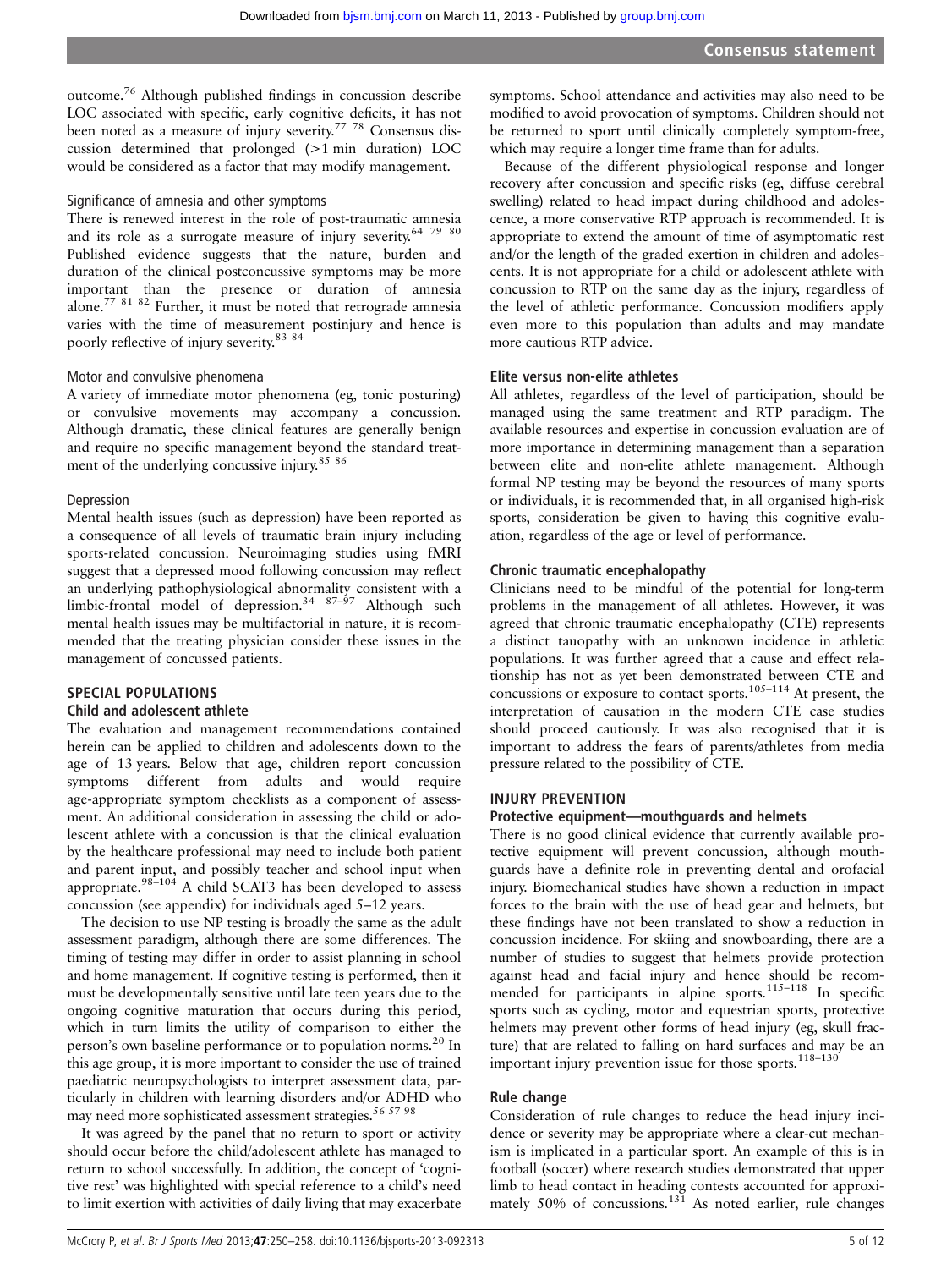outcome.[76] Although published findings in concussion describe LOC associated with specific, early cognitive deficits, it has not been noted as a measure of injury severity.[77 78] Consensus discussion determined that prolonged (>1 min duration) LOC would be considered as a factor that may modify management.

### Significance of amnesia and other symptoms

There is renewed interest in the role of post-traumatic amnesia and its role as a surrogate measure of injury severity.[64 79 80] Published evidence suggests that the nature, burden and duration of the clinical postconcussive symptoms may be more important than the presence or duration of amnesia alone.[77 81 82] Further, it must be noted that retrograde amnesia varies with the time of measurement postinjury and hence is poorly reflective of injury severity.[83 84]

### Motor and convulsive phenomena

A variety of immediate motor phenomena (eg, tonic posturing) or convulsive movements may accompany a concussion. Although dramatic, these clinical features are generally benign and require no specific management beyond the standard treatment of the underlying concussive injury.[85 86]

### Depression

Mental health issues (such as depression) have been reported as a consequence of all levels of traumatic brain injury including sports-related concussion. Neuroimaging studies using fMRI suggest that a depressed mood following concussion may reflect an underlying pathophysiological abnormality consistent with a limbic-frontal model of depression.[34 87–97] Although such mental health issues may be multifactorial in nature, it is recommended that the treating physician consider these issues in the management of concussed patients.

## SPECIAL POPULATIONS

### Child and adolescent athlete

The evaluation and management recommendations contained herein can be applied to children and adolescents down to the age of 13 years. Below that age, children report concussion symptoms different from adults and would require age-appropriate symptom checklists as a component of assessment. An additional consideration in assessing the child or adolescent athlete with a concussion is that the clinical evaluation by the healthcare professional may need to include both patient and parent input, and possibly teacher and school input when appropriate.[98–104] A child SCAT3 has been developed to assess concussion (see appendix) for individuals aged 5–12 years.

The decision to use NP testing is broadly the same as the adult assessment paradigm, although there are some differences. The timing of testing may differ in order to assist planning in school and home management. If cognitive testing is performed, then it must be developmentally sensitive until late teen years due to the ongoing cognitive maturation that occurs during this period, which in turn limits the utility of comparison to either the person's own baseline performance or to population norms.[20] In this age group, it is more important to consider the use of trained paediatric neuropsychologists to interpret assessment data, particularly in children with learning disorders and/or ADHD who may need more sophisticated assessment strategies.[56 57 98]

It was agreed by the panel that no return to sport or activity should occur before the child/adolescent athlete has managed to return to school successfully. In addition, the concept of 'cognitive rest' was highlighted with special reference to a child's need to limit exertion with activities of daily living that may exacerbate symptoms. School attendance and activities may also need to be modified to avoid provocation of symptoms. Children should not be returned to sport until clinically completely symptom-free, which may require a longer time frame than for adults.

Because of the different physiological response and longer recovery after concussion and specific risks (eg, diffuse cerebral swelling) related to head impact during childhood and adolescence, a more conservative RTP approach is recommended. It is appropriate to extend the amount of time of asymptomatic rest and/or the length of the graded exertion in children and adolescents. It is not appropriate for a child or adolescent athlete with concussion to RTP on the same day as the injury, regardless of the level of athletic performance. Concussion modifiers apply even more to this population than adults and may mandate more cautious RTP advice.

### Elite versus non-elite athletes

All athletes, regardless of the level of participation, should be managed using the same treatment and RTP paradigm. The available resources and expertise in concussion evaluation are of more importance in determining management than a separation between elite and non-elite athlete management. Although formal NP testing may be beyond the resources of many sports or individuals, it is recommended that, in all organised high-risk sports, consideration be given to having this cognitive evaluation, regardless of the age or level of performance.

### Chronic traumatic encephalopathy

Clinicians need to be mindful of the potential for long-term problems in the management of all athletes. However, it was agreed that chronic traumatic encephalopathy (CTE) represents a distinct tauopathy with an unknown incidence in athletic populations. It was further agreed that a cause and effect relationship has not as yet been demonstrated between CTE and concussions or exposure to contact sports.[105–114] At present, the interpretation of causation in the modern CTE case studies should proceed cautiously. It was also recognised that it is important to address the fears of parents/athletes from media pressure related to the possibility of CTE.

## INJURY PREVENTION

### Protective equipment—mouthguards and helmets

There is no good clinical evidence that currently available protective equipment will prevent concussion, although mouthguards have a definite role in preventing dental and orofacial injury. Biomechanical studies have shown a reduction in impact forces to the brain with the use of head gear and helmets, but these findings have not been translated to show a reduction in concussion incidence. For skiing and snowboarding, there are a number of studies to suggest that helmets provide protection against head and facial injury and hence should be recommended for participants in alpine sports.[115–118] In specific sports such as cycling, motor and equestrian sports, protective helmets may prevent other forms of head injury (eg, skull fracture) that are related to falling on hard surfaces and may be an important injury prevention issue for those sports.[118–130]

### Rule change

Consideration of rule changes to reduce the head injury incidence or severity may be appropriate where a clear-cut mechanism is implicated in a particular sport. An example of this is in football (soccer) where research studies demonstrated that upper limb to head contact in heading contests accounted for approximately 50% of concussions.[131] As noted earlier, rule changes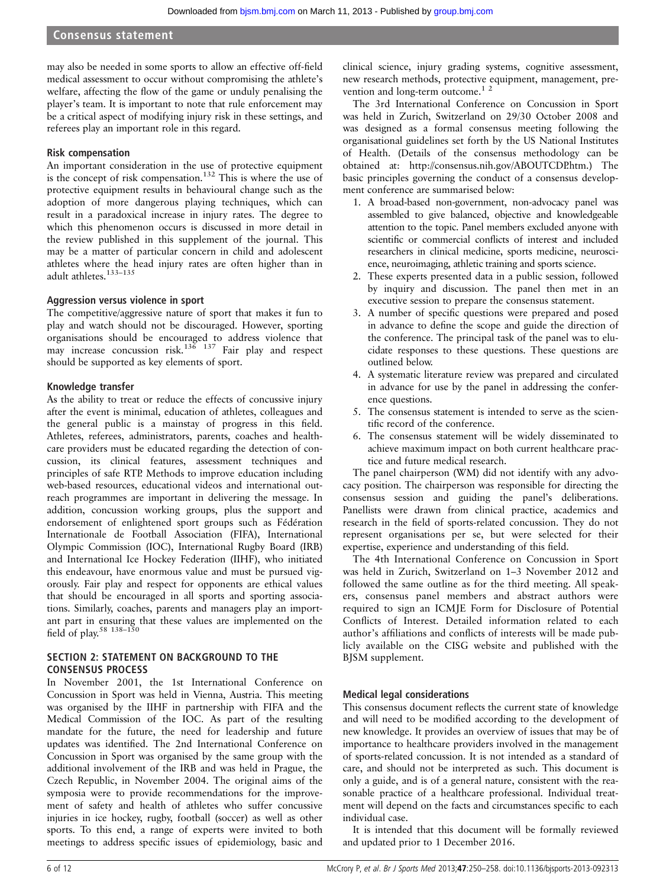may also be needed in some sports to allow an effective off-field medical assessment to occur without compromising the athlete's welfare, affecting the flow of the game or unduly penalising the player's team. It is important to note that rule enforcement may be a critical aspect of modifying injury risk in these settings, and referees play an important role in this regard.

### Risk compensation

An important consideration in the use of protective equipment is the concept of risk compensation.[132] This is where the use of protective equipment results in behavioural change such as the adoption of more dangerous playing techniques, which can result in a paradoxical increase in injury rates. The degree to which this phenomenon occurs is discussed in more detail in the review published in this supplement of the journal. This may be a matter of particular concern in child and adolescent athletes where the head injury rates are often higher than in adult athletes.[133–135]

### Aggression versus violence in sport

The competitive/aggressive nature of sport that makes it fun to play and watch should not be discouraged. However, sporting organisations should be encouraged to address violence that may increase concussion risk.[136 137] Fair play and respect should be supported as key elements of sport.

### Knowledge transfer

As the ability to treat or reduce the effects of concussive injury after the event is minimal, education of athletes, colleagues and the general public is a mainstay of progress in this field. Athletes, referees, administrators, parents, coaches and healthcare providers must be educated regarding the detection of concussion, its clinical features, assessment techniques and principles of safe RTP. Methods to improve education including web-based resources, educational videos and international outreach programmes are important in delivering the message. In addition, concussion working groups, plus the support and endorsement of enlightened sport groups such as Fédération Internationale de Football Association (FIFA), International Olympic Commission (IOC), International Rugby Board (IRB) and International Ice Hockey Federation (IIHF), who initiated this endeavour, have enormous value and must be pursued vigorously. Fair play and respect for opponents are ethical values that should be encouraged in all sports and sporting associations. Similarly, coaches, parents and managers play an important part in ensuring that these values are implemented on the field of play.[58 138–150]

## SECTION 2: STATEMENT ON BACKGROUND TO THE CONSENSUS PROCESS

In November 2001, the 1st International Conference on Concussion in Sport was held in Vienna, Austria. This meeting was organised by the IIHF in partnership with FIFA and the Medical Commission of the IOC. As part of the resulting mandate for the future, the need for leadership and future updates was identified. The 2nd International Conference on Concussion in Sport was organised by the same group with the additional involvement of the IRB and was held in Prague, the Czech Republic, in November 2004. The original aims of the symposia were to provide recommendations for the improvement of safety and health of athletes who suffer concussive injuries in ice hockey, rugby, football (soccer) as well as other sports. To this end, a range of experts were invited to both meetings to address specific issues of epidemiology, basic and clinical science, injury grading systems, cognitive assessment, new research methods, protective equipment, management, prevention and long-term outcome.[1 2]

The 3rd International Conference on Concussion in Sport was held in Zurich, Switzerland on 29/30 October 2008 and was designed as a formal consensus meeting following the organisational guidelines set forth by the US National Institutes of Health. (Details of the consensus methodology can be obtained at: http://consensus.nih.gov/ABOUTCDP.htm.) The basic principles governing the conduct of a consensus development conference are summarised below:

1. A broad-based non-government, non-advocacy panel was assembled to give balanced, objective and knowledgeable attention to the topic. Panel members excluded anyone with scientific or commercial conflicts of interest and included researchers in clinical medicine, sports medicine, neuroscience, neuroimaging, athletic training and sports science.
2. These experts presented data in a public session, followed by inquiry and discussion. The panel then met in an executive session to prepare the consensus statement.
3. A number of specific questions were prepared and posed in advance to define the scope and guide the direction of the conference. The principal task of the panel was to elucidate responses to these questions. These questions are outlined below.
4. A systematic literature review was prepared and circulated in advance for use by the panel in addressing the conference questions.
5. The consensus statement is intended to serve as the scientific record of the conference.
6. The consensus statement will be widely disseminated to achieve maximum impact on both current healthcare practice and future medical research.

The panel chairperson (WM) did not identify with any advocacy position. The chairperson was responsible for directing the consensus session and guiding the panel's deliberations. Panellists were drawn from clinical practice, academics and research in the field of sports-related concussion. They do not represent organisations per se, but were selected for their expertise, experience and understanding of this field.

The 4th International Conference on Concussion in Sport was held in Zurich, Switzerland on 1–3 November 2012 and followed the same outline as for the third meeting. All speakers, consensus panel members and abstract authors were required to sign an ICMJE Form for Disclosure of Potential Conflicts of Interest. Detailed information related to each author's affiliations and conflicts of interests will be made publicly available on the CISG website and published with the BJSM supplement.

### Medical legal considerations

This consensus document reflects the current state of knowledge and will need to be modified according to the development of new knowledge. It provides an overview of issues that may be of importance to healthcare providers involved in the management of sports-related concussion. It is not intended as a standard of care, and should not be interpreted as such. This document is only a guide, and is of a general nature, consistent with the reasonable practice of a healthcare professional. Individual treatment will depend on the facts and circumstances specific to each individual case.

It is intended that this document will be formally reviewed and updated prior to 1 December 2016.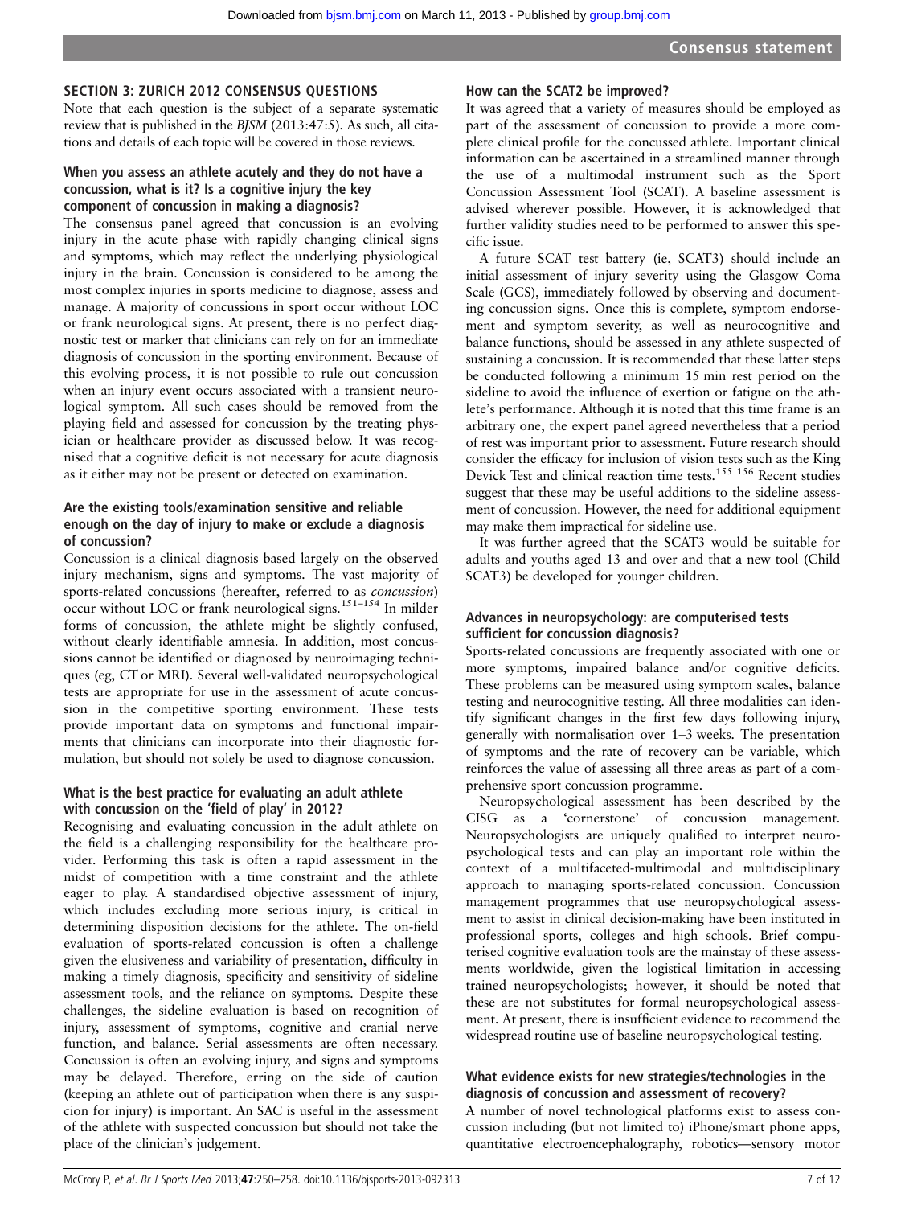## SECTION 3: ZURICH 2012 CONSENSUS QUESTIONS

Note that each question is the subject of a separate systematic review that is published in the *BJSM* (2013:47:5). As such, all citations and details of each topic will be covered in those reviews.

### When you assess an athlete acutely and they do not have a concussion, what is it? Is a cognitive injury the key component of concussion in making a diagnosis?

The consensus panel agreed that concussion is an evolving injury in the acute phase with rapidly changing clinical signs and symptoms, which may reflect the underlying physiological injury in the brain. Concussion is considered to be among the most complex injuries in sports medicine to diagnose, assess and manage. A majority of concussions in sport occur without LOC or frank neurological signs. At present, there is no perfect diagnostic test or marker that clinicians can rely on for an immediate diagnosis of concussion in the sporting environment. Because of this evolving process, it is not possible to rule out concussion when an injury event occurs associated with a transient neurological symptom. All such cases should be removed from the playing field and assessed for concussion by the treating physician or healthcare provider as discussed below. It was recognised that a cognitive deficit is not necessary for acute diagnosis as it either may not be present or detected on examination.

### Are the existing tools/examination sensitive and reliable enough on the day of injury to make or exclude a diagnosis of concussion?

Concussion is a clinical diagnosis based largely on the observed injury mechanism, signs and symptoms. The vast majority of sports-related concussions (hereafter, referred to as *concussion*) occur without LOC or frank neurological signs.[151–154] In milder forms of concussion, the athlete might be slightly confused, without clearly identifiable amnesia. In addition, most concussions cannot be identified or diagnosed by neuroimaging techniques (eg, CT or MRI). Several well-validated neuropsychological tests are appropriate for use in the assessment of acute concussion in the competitive sporting environment. These tests provide important data on symptoms and functional impairments that clinicians can incorporate into their diagnostic formulation, but should not solely be used to diagnose concussion.

### What is the best practice for evaluating an adult athlete with concussion on the 'field of play' in 2012?

Recognising and evaluating concussion in the adult athlete on the field is a challenging responsibility for the healthcare provider. Performing this task is often a rapid assessment in the midst of competition with a time constraint and the athlete eager to play. A standardised objective assessment of injury, which includes excluding more serious injury, is critical in determining disposition decisions for the athlete. The on-field evaluation of sports-related concussion is often a challenge given the elusiveness and variability of presentation, difficulty in making a timely diagnosis, specificity and sensitivity of sideline assessment tools, and the reliance on symptoms. Despite these challenges, the sideline evaluation is based on recognition of injury, assessment of symptoms, cognitive and cranial nerve function, and balance. Serial assessments are often necessary. Concussion is often an evolving injury, and signs and symptoms may be delayed. Therefore, erring on the side of caution (keeping an athlete out of participation when there is any suspicion for injury) is important. An SAC is useful in the assessment of the athlete with suspected concussion but should not take the place of the clinician's judgement.

### How can the SCAT2 be improved?

It was agreed that a variety of measures should be employed as part of the assessment of concussion to provide a more complete clinical profile for the concussed athlete. Important clinical information can be ascertained in a streamlined manner through the use of a multimodal instrument such as the Sport Concussion Assessment Tool (SCAT). A baseline assessment is advised wherever possible. However, it is acknowledged that further validity studies need to be performed to answer this specific issue.

A future SCAT test battery (ie, SCAT3) should include an initial assessment of injury severity using the Glasgow Coma Scale (GCS), immediately followed by observing and documenting concussion signs. Once this is complete, symptom endorsement and symptom severity, as well as neurocognitive and balance functions, should be assessed in any athlete suspected of sustaining a concussion. It is recommended that these latter steps be conducted following a minimum 15 min rest period on the sideline to avoid the influence of exertion or fatigue on the athlete's performance. Although it is noted that this time frame is an arbitrary one, the expert panel agreed nevertheless that a period of rest was important prior to assessment. Future research should consider the efficacy for inclusion of vision tests such as the King Devick Test and clinical reaction time tests.[155 156] Recent studies suggest that these may be useful additions to the sideline assessment of concussion. However, the need for additional equipment may make them impractical for sideline use.

It was further agreed that the SCAT3 would be suitable for adults and youths aged 13 and over and that a new tool (Child SCAT3) be developed for younger children.

### Advances in neuropsychology: are computerised tests sufficient for concussion diagnosis?

Sports-related concussions are frequently associated with one or more symptoms, impaired balance and/or cognitive deficits. These problems can be measured using symptom scales, balance testing and neurocognitive testing. All three modalities can identify significant changes in the first few days following injury, generally with normalisation over 1–3 weeks. The presentation of symptoms and the rate of recovery can be variable, which reinforces the value of assessing all three areas as part of a comprehensive sport concussion programme.

Neuropsychological assessment has been described by the CISG as a 'cornerstone' of concussion management. Neuropsychologists are uniquely qualified to interpret neuropsychological tests and can play an important role within the context of a multifaceted-multimodal and multidisciplinary approach to managing sports-related concussion. Concussion management programmes that use neuropsychological assessment to assist in clinical decision-making have been instituted in professional sports, colleges and high schools. Brief computerised cognitive evaluation tools are the mainstay of these assessments worldwide, given the logistical limitation in accessing trained neuropsychologists; however, it should be noted that these are not substitutes for formal neuropsychological assessment. At present, there is insufficient evidence to recommend the widespread routine use of baseline neuropsychological testing.

### What evidence exists for new strategies/technologies in the diagnosis of concussion and assessment of recovery?

A number of novel technological platforms exist to assess concussion including (but not limited to) iPhone/smart phone apps, quantitative electroencephalography, robotics—sensory motor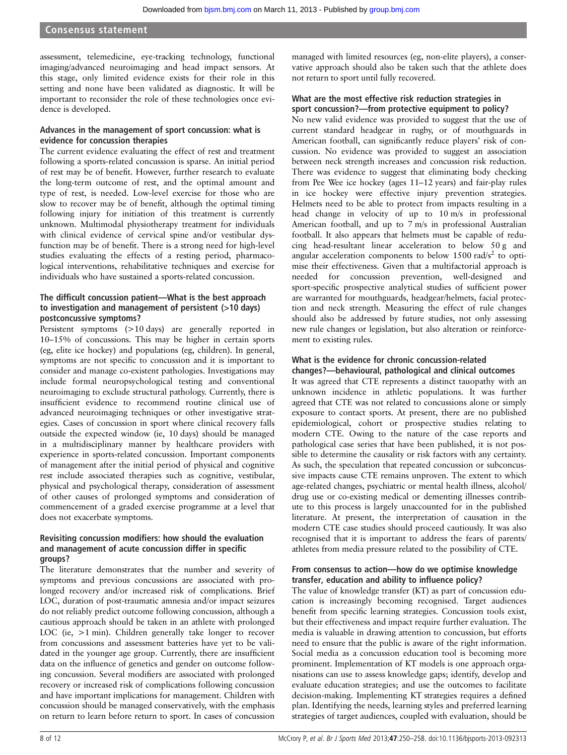assessment, telemedicine, eye-tracking technology, functional imaging/advanced neuroimaging and head impact sensors. At this stage, only limited evidence exists for their role in this setting and none have been validated as diagnostic. It will be important to reconsider the role of these technologies once evidence is developed.

### Advances in the management of sport concussion: what is evidence for concussion therapies

The current evidence evaluating the effect of rest and treatment following a sports-related concussion is sparse. An initial period of rest may be of benefit. However, further research to evaluate the long-term outcome of rest, and the optimal amount and type of rest, is needed. Low-level exercise for those who are slow to recover may be of benefit, although the optimal timing following injury for initiation of this treatment is currently unknown. Multimodal physiotherapy treatment for individuals with clinical evidence of cervical spine and/or vestibular dysfunction may be of benefit. There is a strong need for high-level studies evaluating the effects of a resting period, pharmacological interventions, rehabilitative techniques and exercise for individuals who have sustained a sports-related concussion.

### The difficult concussion patient—What is the best approach to investigation and management of persistent (>10 days) postconcussive symptoms?

Persistent symptoms (>10 days) are generally reported in 10–15% of concussions. This may be higher in certain sports (eg, elite ice hockey) and populations (eg, children). In general, symptoms are not specific to concussion and it is important to consider and manage co-existent pathologies. Investigations may include formal neuropsychological testing and conventional neuroimaging to exclude structural pathology. Currently, there is insufficient evidence to recommend routine clinical use of advanced neuroimaging techniques or other investigative strategies. Cases of concussion in sport where clinical recovery falls outside the expected window (ie, 10 days) should be managed in a multidisciplinary manner by healthcare providers with experience in sports-related concussion. Important components of management after the initial period of physical and cognitive rest include associated therapies such as cognitive, vestibular, physical and psychological therapy, consideration of assessment of other causes of prolonged symptoms and consideration of commencement of a graded exercise programme at a level that does not exacerbate symptoms.

### Revisiting concussion modifiers: how should the evaluation and management of acute concussion differ in specific groups?

The literature demonstrates that the number and severity of symptoms and previous concussions are associated with prolonged recovery and/or increased risk of complications. Brief LOC, duration of post-traumatic amnesia and/or impact seizures do not reliably predict outcome following concussion, although a cautious approach should be taken in an athlete with prolonged LOC (ie, >1 min). Children generally take longer to recover from concussions and assessment batteries have yet to be validated in the younger age group. Currently, there are insufficient data on the influence of genetics and gender on outcome following concussion. Several modifiers are associated with prolonged recovery or increased risk of complications following concussion and have important implications for management. Children with concussion should be managed conservatively, with the emphasis on return to learn before return to sport. In cases of concussion managed with limited resources (eg, non-elite players), a conservative approach should also be taken such that the athlete does not return to sport until fully recovered.

### What are the most effective risk reduction strategies in sport concussion?—from protective equipment to policy?

No new valid evidence was provided to suggest that the use of current standard headgear in rugby, or of mouthguards in American football, can significantly reduce players' risk of concussion. No evidence was provided to suggest an association between neck strength increases and concussion risk reduction. There was evidence to suggest that eliminating body checking from Pee Wee ice hockey (ages 11–12 years) and fair-play rules in ice hockey were effective injury prevention strategies. Helmets need to be able to protect from impacts resulting in a head change in velocity of up to 10 m/s in professional American football, and up to 7 m/s in professional Australian football. It also appears that helmets must be capable of reducing head-resultant linear acceleration to below 50 g and angular acceleration components to below 1500 rad/s$^2$ to optimise their effectiveness. Given that a multifactorial approach is needed for concussion prevention, well-designed and sport-specific prospective analytical studies of sufficient power are warranted for mouthguards, headgear/helmets, facial protection and neck strength. Measuring the effect of rule changes should also be addressed by future studies, not only assessing new rule changes or legislation, but also alteration or reinforcement to existing rules.

### What is the evidence for chronic concussion-related changes?—behavioural, pathological and clinical outcomes

It was agreed that CTE represents a distinct tauopathy with an unknown incidence in athletic populations. It was further agreed that CTE was not related to concussions alone or simply exposure to contact sports. At present, there are no published epidemiological, cohort or prospective studies relating to modern CTE. Owing to the nature of the case reports and pathological case series that have been published, it is not possible to determine the causality or risk factors with any certainty. As such, the speculation that repeated concussion or subconcussive impacts cause CTE remains unproven. The extent to which age-related changes, psychiatric or mental health illness, alcohol/drug use or co-existing medical or dementing illnesses contribute to this process is largely unaccounted for in the published literature. At present, the interpretation of causation in the modern CTE case studies should proceed cautiously. It was also recognised that it is important to address the fears of parents/athletes from media pressure related to the possibility of CTE.

### From consensus to action—how do we optimise knowledge transfer, education and ability to influence policy?

The value of knowledge transfer (KT) as part of concussion education is increasingly becoming recognised. Target audiences benefit from specific learning strategies. Concussion tools exist, but their effectiveness and impact require further evaluation. The media is valuable in drawing attention to concussion, but efforts need to ensure that the public is aware of the right information. Social media as a concussion education tool is becoming more prominent. Implementation of KT models is one approach organisations can use to assess knowledge gaps; identify, develop and evaluate education strategies; and use the outcomes to facilitate decision-making. Implementing KT strategies requires a defined plan. Identifying the needs, learning styles and preferred learning strategies of target audiences, coupled with evaluation, should be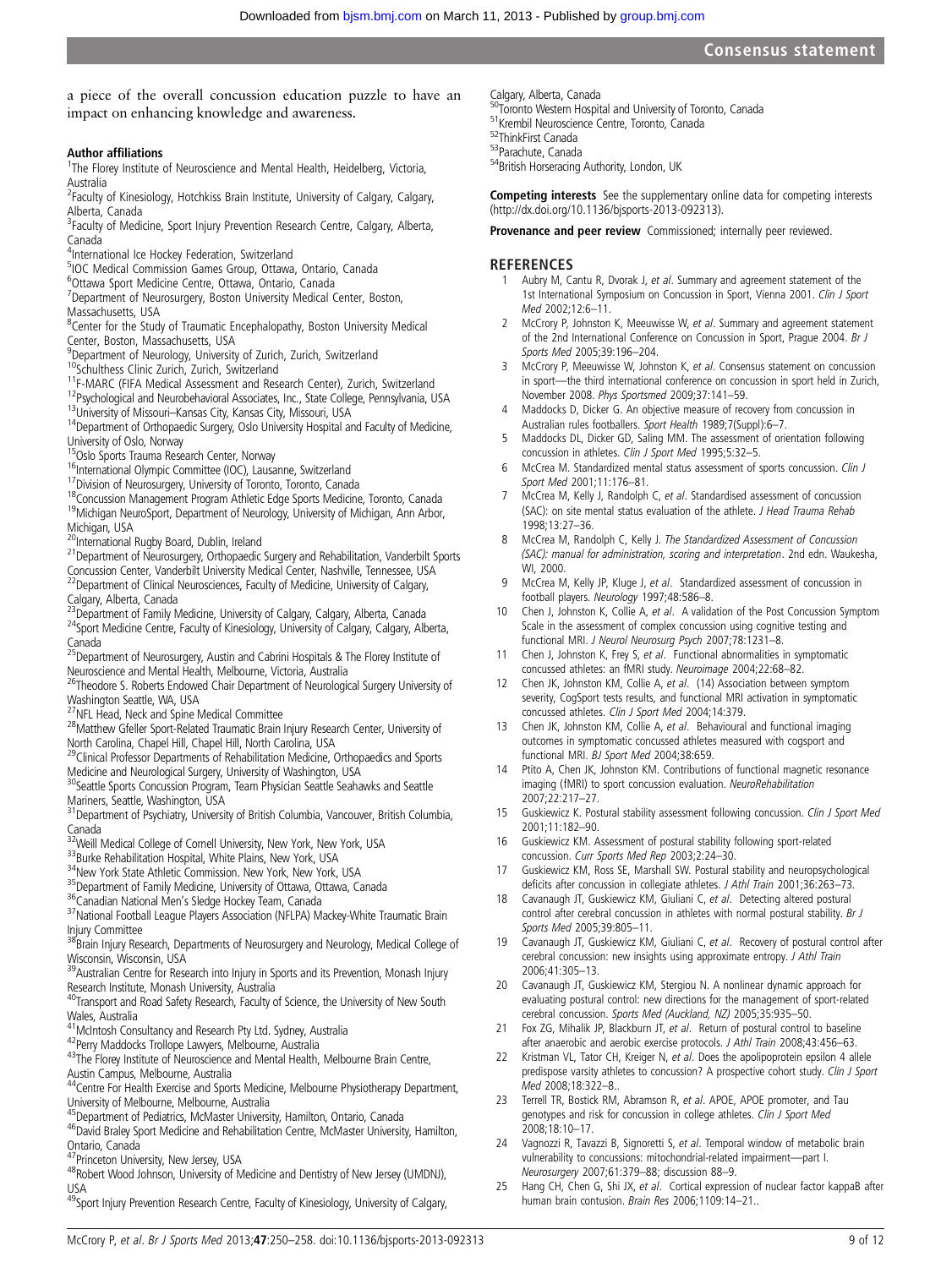a piece of the overall concussion education puzzle to have an impact on enhancing knowledge and awareness.

#### Author affiliations

[1]The Florey Institute of Neuroscience and Mental Health, Heidelberg, Victoria, Australia
[2]Faculty of Kinesiology, Hotchkiss Brain Institute, University of Calgary, Calgary, Alberta, Canada
[3]Faculty of Medicine, Sport Injury Prevention Research Centre, Calgary, Alberta, Canada
[4]International Ice Hockey Federation, Switzerland
[5]IOC Medical Commission Games Group, Ottawa, Ontario, Canada
[6]Ottawa Sport Medicine Centre, Ottawa, Ontario, Canada
[7]Department of Neurosurgery, Boston University Medical Center, Boston, Massachusetts, USA
[8]Center for the Study of Traumatic Encephalopathy, Boston University Medical Center, Boston, Massachusetts, USA
[9]Department of Neurology, University of Zurich, Zurich, Switzerland
[10]Schulthess Clinic Zurich, Zurich, Switzerland
[11]F-MARC (FIFA Medical Assessment and Research Center), Zurich, Switzerland
[12]Psychological and Neurobehavioral Associates, Inc., State College, Pennsylvania, USA
[13]University of Missouri–Kansas City, Kansas City, Missouri, USA
[14]Department of Orthopaedic Surgery, Oslo University Hospital and Faculty of Medicine, University of Oslo, Norway
[15]Oslo Sports Trauma Research Center, Norway
[16]International Olympic Committee (IOC), Lausanne, Switzerland
[17]Division of Neurosurgery, University of Toronto, Toronto, Canada
[18]Concussion Management Program Athletic Edge Sports Medicine, Toronto, Canada
[19]Michigan NeuroSport, Department of Neurology, University of Michigan, Ann Arbor, Michigan, USA
[20]International Rugby Board, Dublin, Ireland
[21]Department of Neurosurgery, Orthopaedic Surgery and Rehabilitation, Vanderbilt Sports Concussion Center, Vanderbilt University Medical Center, Nashville, Tennessee, USA
[22]Department of Clinical Neurosciences, Faculty of Medicine, University of Calgary, Calgary, Alberta, Canada
[23]Department of Family Medicine, University of Calgary, Calgary, Alberta, Canada
[24]Sport Medicine Centre, Faculty of Kinesiology, University of Calgary, Calgary, Alberta, Canada
[25]Department of Neurosurgery, Austin and Cabrini Hospitals & The Florey Institute of Neuroscience and Mental Health, Melbourne, Victoria, Australia
[26]Theodore S. Roberts Endowed Chair Department of Neurological Surgery University of Washington Seattle, WA, USA
[27]NFL Head, Neck and Spine Medical Committee
[28]Matthew Gfeller Sport-Related Traumatic Brain Injury Research Center, University of North Carolina, Chapel Hill, Chapel Hill, North Carolina, USA
[29]Clinical Professor Departments of Rehabilitation Medicine, Orthopaedics and Sports Medicine and Neurological Surgery, University of Washington, USA
[30]Seattle Sports Concussion Program, Team Physician Seattle Seahawks and Seattle Mariners, Seattle, Washington, USA
[31]Department of Psychiatry, University of British Columbia, Vancouver, British Columbia, Canada
[32]Weill Medical College of Cornell University, New York, New York, USA
[33]Burke Rehabilitation Hospital, White Plains, New York, USA
[34]New York State Athletic Commission. New York, New York, USA
[35]Department of Family Medicine, University of Ottawa, Ottawa, Canada
[36]Canadian National Men's Sledge Hockey Team, Canada
[37]National Football League Players Association (NFLPA) Mackey-White Traumatic Brain Injury Committee
[38]Brain Injury Research, Departments of Neurosurgery and Neurology, Medical College of Wisconsin, Wisconsin, USA
[39]Australian Centre for Research into Injury in Sports and its Prevention, Monash Injury Research Institute, Monash University, Australia
[40]Transport and Road Safety Research, Faculty of Science, the University of New South Wales, Australia
[41]McIntosh Consultancy and Research Pty Ltd. Sydney, Australia
[42]Perry Maddocks Trollope Lawyers, Melbourne, Australia
[43]The Florey Institute of Neuroscience and Mental Health, Melbourne Brain Centre, Austin Campus, Melbourne, Australia
[44]Centre For Health Exercise and Sports Medicine, Melbourne Physiotherapy Department, University of Melbourne, Melbourne, Australia
[45]Department of Pediatrics, McMaster University, Hamilton, Ontario, Canada
[46]David Braley Sport Medicine and Rehabilitation Centre, McMaster University, Hamilton, Ontario, Canada
[47]Princeton University, New Jersey, USA
[48]Robert Wood Johnson, University of Medicine and Dentistry of New Jersey (UMDNJ), USA
[49]Sport Injury Prevention Research Centre, Faculty of Kinesiology, University of Calgary, Calgary, Alberta, Canada
[50]Toronto Western Hospital and University of Toronto, Canada
[51]Krembil Neuroscience Centre, Toronto, Canada
[52]ThinkFirst Canada
[53]Parachute, Canada
[54]British Horseracing Authority, London, UK

**Competing interests** See the supplementary online data for competing interests (http://dx.doi.org/10.1136/bjsports-2013-092313).

**Provenance and peer review** Commissioned; internally peer reviewed.

## REFERENCES

1. Aubry M, Cantu R, Dvorak J, *et al*. Summary and agreement statement of the 1st International Symposium on Concussion in Sport, Vienna 2001. *Clin J Sport Med* 2002;12:6–11.
2. McCrory P, Johnston K, Meeuwisse W, *et al*. Summary and agreement statement of the 2nd International Conference on Concussion in Sport, Prague 2004. *Br J Sports Med* 2005;39:196–204.
3. McCrory P, Meeuwisse W, Johnston K, *et al*. Consensus statement on concussion in sport—the third international conference on concussion in sport held in Zurich, November 2008. *Phys Sportsmed* 2009;37:141–59.
4. Maddocks D, Dicker G. An objective measure of recovery from concussion in Australian rules footballers. *Sport Health* 1989;7(Suppl):6–7.
5. Maddocks DL, Dicker GD, Saling MM. The assessment of orientation following concussion in athletes. *Clin J Sport Med* 1995;5:32–5.
6. McCrea M. Standardized mental status assessment of sports concussion. *Clin J Sport Med* 2001;11:176–81.
7. McCrea M, Kelly J, Randolph C, *et al*. Standardised assessment of concussion (SAC): on site mental status evaluation of the athlete. *J Head Trauma Rehab* 1998;13:27–36.
8. McCrea M, Randolph C, Kelly J. *The Standardized Assessment of Concussion (SAC): manual for administration, scoring and interpretation*. 2nd edn. Waukesha, WI, 2000.
9. McCrea M, Kelly JP, Kluge J, *et al*. Standardized assessment of concussion in football players. *Neurology* 1997;48:586–8.
10. Chen J, Johnston K, Collie A, *et al*. A validation of the Post Concussion Symptom Scale in the assessment of complex concussion using cognitive testing and functional MRI. *J Neurol Neurosurg Psych* 2007;78:1231–8.
11. Chen J, Johnston K, Frey S, *et al*. Functional abnormalities in symptomatic concussed athletes: an fMRI study. *Neuroimage* 2004;22:68–82.
12. Chen JK, Johnston KM, Collie A, *et al*. (14) Association between symptom severity, CogSport tests results, and functional MRI activation in symptomatic concussed athletes. *Clin J Sport Med* 2004;14:379.
13. Chen JK, Johnston KM, Collie A, *et al*. Behavioural and functional imaging outcomes in symptomatic concussed athletes measured with cogsport and functional MRI. *BJ Sport Med* 2004;38:659.
14. Ptito A, Chen JK, Johnston KM. Contributions of functional magnetic resonance imaging (fMRI) to sport concussion evaluation. *NeuroRehabilitation* 2007;22:217–27.
15. Guskiewicz K. Postural stability assessment following concussion. *Clin J Sport Med* 2001;11:182–90.
16. Guskiewicz KM. Assessment of postural stability following sport-related concussion. *Curr Sports Med Rep* 2003;2:24–30.
17. Guskiewicz KM, Ross SE, Marshall SW. Postural stability and neuropsychological deficits after concussion in collegiate athletes. *J Athl Train* 2001;36:263–73.
18. Cavanaugh JT, Guskiewicz KM, Giuliani C, *et al*. Detecting altered postural control after cerebral concussion in athletes with normal postural stability. *Br J Sports Med* 2005;39:805–11.
19. Cavanaugh JT, Guskiewicz KM, Giuliani C, *et al*. Recovery of postural control after cerebral concussion: new insights using approximate entropy. *J Athl Train* 2006;41:305–13.
20. Cavanaugh JT, Guskiewicz KM, Stergiou N. A nonlinear dynamic approach for evaluating postural control: new directions for the management of sport-related cerebral concussion. *Sports Med (Auckland, NZ)* 2005;35:935–50.
21. Fox ZG, Mihalik JP, Blackburn JT, *et al*. Return of postural control to baseline after anaerobic and aerobic exercise protocols. *J Athl Train* 2008;43:456–63.
22. Kristman VL, Tator CH, Kreiger N, *et al*. Does the apolipoprotein epsilon 4 allele predispose varsity athletes to concussion? A prospective cohort study. *Clin J Sport Med* 2008;18:322–8..
23. Terrell TR, Bostick RM, Abramson R, *et al*. APOE, APOE promoter, and Tau genotypes and risk for concussion in college athletes. *Clin J Sport Med* 2008;18:10–17.
24. Vagnozzi R, Tavazzi B, Signoretti S, *et al*. Temporal window of metabolic brain vulnerability to concussions: mitochondrial-related impairment—part I. *Neurosurgery* 2007;61:379–88; discussion 88–9.
25. Hang CH, Chen G, Shi JX, *et al*. Cortical expression of nuclear factor kappaB after human brain contusion. *Brain Res* 2006;1109:14–21..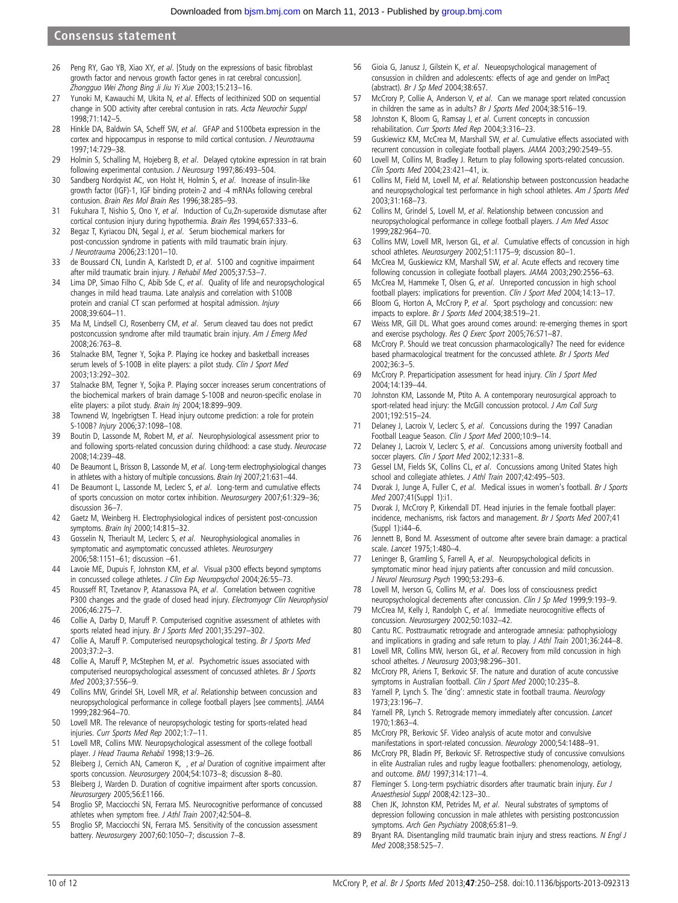26. Peng RY, Gao YB, Xiao XY, *et al*. [Study on the expressions of basic fibroblast growth factor and nervous growth factor genes in rat cerebral concussion]. *Zhongguo Wei Zhong Bing Ji Jiu Yi Xue* 2003;15:213–16.
27. Yunoki M, Kawauchi M, Ukita N, *et al*. Effects of lecithinized SOD on sequential change in SOD activity after cerebral contusion in rats. *Acta Neurochir Suppl* 1998;71:142–5.
28. Hinkle DA, Baldwin SA, Scheff SW, *et al*. GFAP and S100beta expression in the cortex and hippocampus in response to mild cortical contusion. *J Neurotrauma* 1997;14:729–38.
29. Holmin S, Schalling M, Hojeberg B, *et al*. Delayed cytokine expression in rat brain following experimental contusion. *J Neurosurg* 1997;86:493–504.
30. Sandberg Nordqvist AC, von Holst H, Holmin S, *et al*. Increase of insulin-like growth factor (IGF)-1, IGF binding protein-2 and -4 mRNAs following cerebral contusion. *Brain Res Mol Brain Res* 1996;38:285–93.
31. Fukuhara T, Nishio S, Ono Y, *et al*. Induction of Cu,Zn-superoxide dismutase after cortical contusion injury during hypothermia. *Brain Res* 1994;657:333–6.
32. Begaz T, Kyriacou DN, Segal J, *et al*. Serum biochemical markers for post-concussion syndrome in patients with mild traumatic brain injury. *J Neurotrauma* 2006;23:1201–10.
33. de Boussard CN, Lundin A, Karlstedt D, *et al*. S100 and cognitive impairment after mild traumatic brain injury. *J Rehabil Med* 2005;37:53–7.
34. Lima DP, Simao Filho C, Abib Sde C, *et al*. Quality of life and neuropsychological changes in mild head trauma. Late analysis and correlation with S100B protein and cranial CT scan performed at hospital admission. *Injury* 2008;39:604–11.
35. Ma M, Lindsell CJ, Rosenberry CM, *et al*. Serum cleaved tau does not predict postconcussion syndrome after mild traumatic brain injury. *Am J Emerg Med* 2008;26:763–8.
36. Stalnacke BM, Tegner Y, Sojka P. Playing ice hockey and basketball increases serum levels of S-100B in elite players: a pilot study. *Clin J Sport Med* 2003;13:292–302.
37. Stalnacke BM, Tegner Y, Sojka P. Playing soccer increases serum concentrations of the biochemical markers of brain damage S-100B and neuron-specific enolase in elite players: a pilot study. *Brain Inj* 2004;18:899–909.
38. Townend W, Ingebrigtsen T. Head injury outcome prediction: a role for protein S-100B? *Injury* 2006;37:1098–108.
39. Boutin D, Lassonde M, Robert M, *et al*. Neurophysiological assessment prior to and following sports-related concussion during childhood: a case study. *Neurocase* 2008;14:239–48.
40. De Beaumont L, Brisson B, Lassonde M, *et al*. Long-term electrophysiological changes in athletes with a history of multiple concussions. *Brain Inj* 2007;21:631–44.
41. De Beaumont L, Lassonde M, Leclerc S, *et al*. Long-term and cumulative effects of sports concussion on motor cortex inhibition. *Neurosurgery* 2007;61:329–36; discussion 36–7.
42. Gaetz M, Weinberg H. Electrophysiological indices of persistent post-concussion symptoms. *Brain Inj* 2000;14:815–32.
43. Gosselin N, Theriault M, Leclerc S, *et al*. Neurophysiological anomalies in symptomatic and asymptomatic concussed athletes. *Neurosurgery* 2006;58:1151–61; discussion –61.
44. Lavoie ME, Dupuis F, Johnston KM, *et al*. Visual p300 effects beyond symptoms in concussed college athletes. *J Clin Exp Neuropsychol* 2004;26:55–73.
45. Rousseff RT, Tzvetanov P, Atanassova PA, *et al*. Correlation between cognitive P300 changes and the grade of closed head injury. *Electromyogr Clin Neurophysiol* 2006;46:275–7.
46. Collie A, Darby D, Maruff P. Computerised cognitive assessment of athletes with sports related head injury. *Br J Sports Med* 2001;35:297–302.
47. Collie A, Maruff P. Computerised neuropsychological testing. *Br J Sports Med* 2003;37:2–3.
48. Collie A, Maruff P, McStephen M, *et al*. Psychometric issues associated with computerised neuropsychological assessment of concussed athletes. *Br J Sports Med* 2003;37:556–9.
49. Collins MW, Grindel SH, Lovell MR, *et al*. Relationship between concussion and neuropsychological performance in college football players [see comments]. *JAMA* 1999;282:964–70.
50. Lovell MR. The relevance of neuropsychologic testing for sports-related head injuries. *Curr Sports Med Rep* 2002;1:7–11.
51. Lovell MR, Collins MW. Neuropsychological assessment of the college football player. *J Head Trauma Rehabil* 1998;13:9–26.
52. Bleiberg J, Cernich AN, Cameron K, , *et al* Duration of cognitive impairment after sports concussion. *Neurosurgery* 2004;54:1073–8; discussion 8–80.
53. Bleiberg J, Warden D. Duration of cognitive impairment after sports concussion. *Neurosurgery* 2005;56:E1166.
54. Broglio SP, Macciocchi SN, Ferrara MS. Neurocognitive performance of concussed athletes when symptom free. *J Athl Train* 2007;42:504–8.
55. Broglio SP, Macciocchi SN, Ferrara MS. Sensitivity of the concussion assessment battery. *Neurosurgery* 2007;60:1050–7; discussion 7–8.
56. Gioia G, Janusz J, Gilstein K, *et al*. Neueopsychological management of consussion in children and adolescents: effects of age and gender on ImPact (abstract). *Br J Sp Med* 2004;38:657.
57. McCrory P, Collie A, Anderson V, *et al*. Can we manage sport related concussion in children the same as in adults? *Br J Sports Med* 2004;38:516–19.
58. Johnston K, Bloom G, Ramsay J, *et al*. Current concepts in concussion rehabilitation. *Curr Sports Med Rep* 2004;3:316–23.
59. Guskiewicz KM, McCrea M, Marshall SW, *et al*. Cumulative effects associated with recurrent concussion in collegiate football players. *JAMA* 2003;290:2549–55.
60. Lovell M, Collins M, Bradley J. Return to play following sports-related concussion. *Clin Sports Med* 2004;23:421–41, ix.
61. Collins M, Field M, Lovell M, *et al*. Relationship between postconcussion headache and neuropsychological test performance in high school athletes. *Am J Sports Med* 2003;31:168–73.
62. Collins M, Grindel S, Lovell M, *et al*. Relationship between concussion and neuropsychological performance in college football players. *J Am Med Assoc* 1999;282:964–70.
63. Collins MW, Lovell MR, Iverson GL, *et al*. Cumulative effects of concussion in high school athletes. *Neurosurgery* 2002;51:1175–9; discussion 80–1.
64. McCrea M, Guskiewicz KM, Marshall SW, *et al*. Acute effects and recovery time following concussion in collegiate football players. *JAMA* 2003;290:2556–63.
65. McCrea M, Hammeke T, Olsen G, *et al*. Unreported concussion in high school football players: implications for prevention. *Clin J Sport Med* 2004;14:13–17.
66. Bloom G, Horton A, McCrory P, *et al*. Sport psychology and concussion: new impacts to explore. *Br J Sports Med* 2004;38:519–21.
67. Weiss MR, Gill DL. What goes around comes around: re-emerging themes in sport and exercise psychology. *Res Q Exerc Sport* 2005;76:S71–87.
68. McCrory P. Should we treat concussion pharmacologically? The need for evidence based pharmacological treatment for the concussed athlete. *Br J Sports Med* 2002;36:3–5.
69. McCrory P. Preparticipation assessment for head injury. *Clin J Sport Med* 2004;14:139–44.
70. Johnston KM, Lassonde M, Ptito A. A contemporary neurosurgical approach to sport-related head injury: the McGill concussion protocol. *J Am Coll Surg* 2001;192:515–24.
71. Delaney J, Lacroix V, Leclerc S, *et al*. Concussions during the 1997 Canadian Football League Season. *Clin J Sport Med* 2000;10:9–14.
72. Delaney J, Lacroix V, Leclerc S, *et al*. Concussions among university football and soccer players. *Clin J Sport Med* 2002;12:331–8.
73. Gessel LM, Fields SK, Collins CL, *et al*. Concussions among United States high school and collegiate athletes. *J Athl Train* 2007;42:495–503.
74. Dvorak J, Junge A, Fuller C, *et al*. Medical issues in women's football. *Br J Sports Med* 2007;41(Suppl 1):i1.
75. Dvorak J, McCrory P, Kirkendall DT. Head injuries in the female football player: incidence, mechanisms, risk factors and management. *Br J Sports Med* 2007;41 (Suppl 1):i44–6.
76. Jennett B, Bond M. Assessment of outcome after severe brain damage: a practical scale. *Lancet* 1975;1:480–4.
77. Leninger B, Gramling S, Farrell A, *et al*. Neuropsychological deficits in symptomatic minor head injury patients after concussion and mild concussion. *J Neurol Neurosurg Psych* 1990;53:293–6.
78. Lovell M, Iverson G, Collins M, *et al*. Does loss of consciousness predict neuropsychological decrements after concussion. *Clin J Sp Med* 1999;9:193–9.
79. McCrea M, Kelly J, Randolph C, *et al*. Immediate neurocognitive effects of concussion. *Neurosurgery* 2002;50:1032–42.
80. Cantu RC. Posttraumatic retrograde and anterograde amnesia: pathophysiology and implications in grading and safe return to play. *J Athl Train* 2001;36:244–8.
81. Lovell MR, Collins MW, Iverson GL, *et al*. Recovery from mild concussion in high school atheltes. *J Neurosurg* 2003;98:296–301.
82. McCrory PR, Ariens T, Berkovic SF. The nature and duration of acute concussive symptoms in Australian football. *Clin J Sport Med* 2000;10:235–8.
83. Yarnell P, Lynch S. The 'ding': amnestic state in football trauma. *Neurology* 1973;23:196–7.
84. Yarnell PR, Lynch S. Retrograde memory immediately after concussion. *Lancet* 1970;1:863–4.
85. McCrory PR, Berkovic SF. Video analysis of acute motor and convulsive manifestations in sport-related concussion. *Neurology* 2000;54:1488–91.
86. McCrory PR, Bladin PF, Berkovic SF. Retrospective study of concussive convulsions in elite Australian rules and rugby league footballers: phenomenology, aetiology, and outcome. *BMJ* 1997;314:171–4.
87. Fleminger S. Long-term psychiatric disorders after traumatic brain injury. *Eur J Anaesthesiol Suppl* 2008;42:123–30..
88. Chen JK, Johnston KM, Petrides M, *et al*. Neural substrates of symptoms of depression following concussion in male athletes with persisting postconcussion symptoms. *Arch Gen Psychiatry* 2008;65:81–9.
89. Bryant RA. Disentangling mild traumatic brain injury and stress reactions. *N Engl J Med* 2008;358:525–7.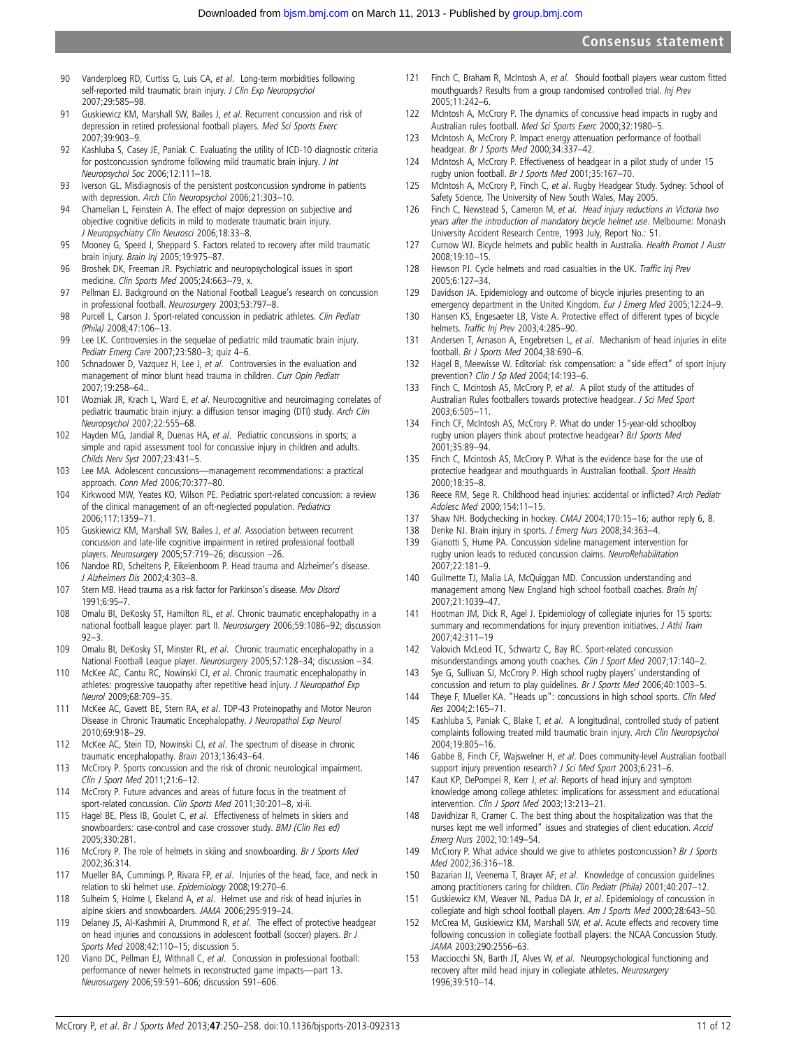90 Vanderploeg RD, Curtiss G, Luis CA, *et al*. Long-term morbidities following self-reported mild traumatic brain injury. *J Clin Exp Neuropsychol* 2007;29:585–98.

91 Guskiewicz KM, Marshall SW, Bailes J, *et al*. Recurrent concussion and risk of depression in retired professional football players. *Med Sci Sports Exerc* 2007;39:903–9.

92 Kashluba S, Casey JE, Paniak C. Evaluating the utility of ICD-10 diagnostic criteria for postconcussion syndrome following mild traumatic brain injury. *J Int Neuropsychol Soc* 2006;12:111–18.

93 Iverson GL. Misdiagnosis of the persistent postconcussion syndrome in patients with depression. *Arch Clin Neuropsychol* 2006;21:303–10.

94 Chamelian L, Feinstein A. The effect of major depression on subjective and objective cognitive deficits in mild to moderate traumatic brain injury. *J Neuropsychiatry Clin Neurosci* 2006;18:33–8.

95 Mooney G, Speed J, Sheppard S. Factors related to recovery after mild traumatic brain injury. *Brain Inj* 2005;19:975–87.

96 Broshek DK, Freeman JR. Psychiatric and neuropsychological issues in sport medicine. *Clin Sports Med* 2005;24:663–79, x.

97 Pellman EJ. Background on the National Football League's research on concussion in professional football. *Neurosurgery* 2003;53:797–8.

98 Purcell L, Carson J. Sport-related concussion in pediatric athletes. *Clin Pediatr (Phila)* 2008;47:106–13.

99 Lee LK. Controversies in the sequelae of pediatric mild traumatic brain injury. *Pediatr Emerg Care* 2007;23:580–3; quiz 4–6.

100 Schnadower D, Vazquez H, Lee J, *et al*. Controversies in the evaluation and management of minor blunt head trauma in children. *Curr Opin Pediatr* 2007;19:258–64..

101 Wozniak JR, Krach L, Ward E, *et al*. Neurocognitive and neuroimaging correlates of pediatric traumatic brain injury: a diffusion tensor imaging (DTI) study. *Arch Clin Neuropsychol* 2007;22:555–68.

102 Hayden MG, Jandial R, Duenas HA, *et al*. Pediatric concussions in sports; a simple and rapid assessment tool for concussive injury in children and adults. *Childs Nerv Syst* 2007;23:431–5.

103 Lee MA. Adolescent concussions—management recommendations: a practical approach. *Conn Med* 2006;70:377–80.

104 Kirkwood MW, Yeates KO, Wilson PE. Pediatric sport-related concussion: a review of the clinical management of an oft-neglected population. *Pediatrics* 2006;117:1359–71.

105 Guskiewicz KM, Marshall SW, Bailes J, *et al*. Association between recurrent concussion and late-life cognitive impairment in retired professional football players. *Neurosurgery* 2005;57:719–26; discussion –26.

106 Nandoe RD, Scheltens P, Eikelenboom P. Head trauma and Alzheimer's disease. *J Alzheimers Dis* 2002;4:303–8.

107 Stern MB. Head trauma as a risk factor for Parkinson's disease. *Mov Disord* 1991;6:95–7.

108 Omalu BI, DeKosky ST, Hamilton RL, *et al*. Chronic traumatic encephalopathy in a national football league player: part II. *Neurosurgery* 2006;59:1086–92; discussion 92–3.

109 Omalu BI, DeKosky ST, Minster RL, *et al*. Chronic traumatic encephalopathy in a National Football League player. *Neurosurgery* 2005;57:128–34; discussion –34.

110 McKee AC, Cantu RC, Nowinski CJ, *et al*. Chronic traumatic encephalopathy in athletes: progressive tauopathy after repetitive head injury. *J Neuropathol Exp Neurol* 2009;68:709–35.

111 McKee AC, Gavett BE, Stern RA, *et al*. TDP-43 Proteinopathy and Motor Neuron Disease in Chronic Traumatic Encephalopathy. *J Neuropathol Exp Neurol* 2010;69:918–29.

112 McKee AC, Stein TD, Nowinski CJ, *et al*. The spectrum of disease in chronic traumatic encephalopathy. *Brain* 2013;136:43–64.

113 McCrory P. Sports concussion and the risk of chronic neurological impairment. *Clin J Sport Med* 2011;21:6–12.

114 McCrory P. Future advances and areas of future focus in the treatment of sport-related concussion. *Clin Sports Med* 2011;30:201–8, xi-ii.

115 Hagel BE, Pless IB, Goulet C, *et al*. Effectiveness of helmets in skiers and snowboarders: case-control and case crossover study. *BMJ (Clin Res ed)* 2005;330:281.

116 McCrory P. The role of helmets in skiing and snowboarding. *Br J Sports Med* 2002;36:314.

117 Mueller BA, Cummings P, Rivara FP, *et al*. Injuries of the head, face, and neck in relation to ski helmet use. *Epidemiology* 2008;19:270–6.

118 Sulheim S, Holme I, Ekeland A, *et al*. Helmet use and risk of head injuries in alpine skiers and snowboarders. *JAMA* 2006;295:919–24.

119 Delaney JS, Al-Kashmiri A, Drummond R, *et al*. The effect of protective headgear on head injuries and concussions in adolescent football (soccer) players. *Br J Sports Med* 2008;42:110–15; discussion 5.

120 Viano DC, Pellman EJ, Withnall C, *et al*. Concussion in professional football: performance of newer helmets in reconstructed game impacts—part 13. *Neurosurgery* 2006;59:591–606; discussion 591–606.

121 Finch C, Braham R, McIntosh A, *et al*. Should football players wear custom fitted mouthguards? Results from a group randomised controlled trial. *Inj Prev* 2005;11:242–6.

122 McIntosh A, McCrory P. The dynamics of concussive head impacts in rugby and Australian rules football. *Med Sci Sports Exerc* 2000;32:1980–5.

123 McIntosh A, McCrory P. Impact energy attenuation performance of football headgear. *Br J Sports Med* 2000;34:337–42.

124 McIntosh A, McCrory P. Effectiveness of headgear in a pilot study of under 15 rugby union football. *Br J Sports Med* 2001;35:167–70.

125 McIntosh A, McCrory P, Finch C, *et al*. Rugby Headgear Study. Sydney: School of Safety Science, The University of New South Wales, May 2005.

126 Finch C, Newstead S, Cameron M, *et al*. *Head injury reductions in Victoria two years after the introduction of mandatory bicycle helmet use*. Melbourne: Monash University Accident Research Centre, 1993 July, Report No.: 51.

127 Curnow WJ. Bicycle helmets and public health in Australia. *Health Promot J Austr* 2008;19:10–15.

128 Hewson PJ. Cycle helmets and road casualties in the UK. *Traffic Inj Prev* 2005;6:127–34.

129 Davidson JA. Epidemiology and outcome of bicycle injuries presenting to an emergency department in the United Kingdom. *Eur J Emerg Med* 2005;12:24–9.

130 Hansen KS, Engesaeter LB, Viste A. Protective effect of different types of bicycle helmets. *Traffic Inj Prev* 2003;4:285–90.

131 Andersen T, Arnason A, Engebretsen L, *et al*. Mechanism of head injuries in elite football. *Br J Sports Med* 2004;38:690–6.

132 Hagel B, Meewisse W. Editorial: risk compensation: a "side effect" of sport injury prevention? *Clin J Sp Med* 2004;14:193–6.

133 Finch C, Mcintosh AS, McCrory P, *et al*. A pilot study of the attitudes of Australian Rules footballers towards protective headgear. *J Sci Med Sport* 2003;6:505–11.

134 Finch CF, McIntosh AS, McCrory P. What do under 15-year-old schoolboy rugby union players think about protective headgear? *BrJ Sports Med* 2001;35:89–94.

135 Finch C, Mcintosh AS, McCrory P. What is the evidence base for the use of protective headgear and mouthguards in Australian football. *Sport Health* 2000;18:35–8.

136 Reece RM, Sege R. Childhood head injuries: accidental or inflicted? *Arch Pediatr Adolesc Med* 2000;154:11–15.

137 Shaw NH. Bodychecking in hockey. *CMAJ* 2004;170:15–16; author reply 6, 8.

138 Denke NJ. Brain injury in sports. *J Emerg Nurs* 2008;34:363–4.

139 Gianotti S, Hume PA. Concussion sideline management intervention for rugby union leads to reduced concussion claims. *NeuroRehabilitation* 2007;22:181–9.

140 Guilmette TJ, Malia LA, McQuiggan MD. Concussion understanding and management among New England high school football coaches. *Brain Inj* 2007;21:1039–47.

141 Hootman JM, Dick R, Agel J. Epidemiology of collegiate injuries for 15 sports: summary and recommendations for injury prevention initiatives. *J Athl Train* 2007;42:311–19

142 Valovich McLeod TC, Schwartz C, Bay RC. Sport-related concussion misunderstandings among youth coaches. *Clin J Sport Med* 2007;17:140–2.

143 Sye G, Sullivan SJ, McCrory P. High school rugby players' understanding of concussion and return to play guidelines. *Br J Sports Med* 2006;40:1003–5.

144 Theye F, Mueller KA. "Heads up": concussions in high school sports. *Clin Med Res* 2004;2:165–71.

145 Kashluba S, Paniak C, Blake T, *et al*. A longitudinal, controlled study of patient complaints following treated mild traumatic brain injury. *Arch Clin Neuropsychol* 2004;19:805–16.

146 Gabbe B, Finch CF, Wajswelner H, *et al*. Does community-level Australian football support injury prevention research? *J Sci Med Sport* 2003;6:231–6.

147 Kaut KP, DePompei R, Kerr J, *et al*. Reports of head injury and symptom knowledge among college athletes: implications for assessment and educational intervention. *Clin J Sport Med* 2003;13:213–21.

148 Davidhizar R, Cramer C. The best thing about the hospitalization was that the nurses kept me well informed" issues and strategies of client education. *Accid Emerg Nurs* 2002;10:149–54.

149 McCrory P. What advice should we give to athletes postconcussion? *Br J Sports Med* 2002;36:316–18.

150 Bazarian JJ, Veenema T, Brayer AF, *et al*. Knowledge of concussion guidelines among practitioners caring for children. *Clin Pediatr (Phila)* 2001;40:207–12.

151 Guskiewicz KM, Weaver NL, Padua DA Jr, *et al*. Epidemiology of concussion in collegiate and high school football players. *Am J Sports Med* 2000;28:643–50.

152 McCrea M, Guskiewicz KM, Marshall SW, *et al*. Acute effects and recovery time following concussion in collegiate football players: the NCAA Concussion Study. *JAMA* 2003;290:2556–63.

153 Macciocchi SN, Barth JT, Alves W, *et al*. Neuropsychological functioning and recovery after mild head injury in collegiate athletes. *Neurosurgery* 1996;39:510–14.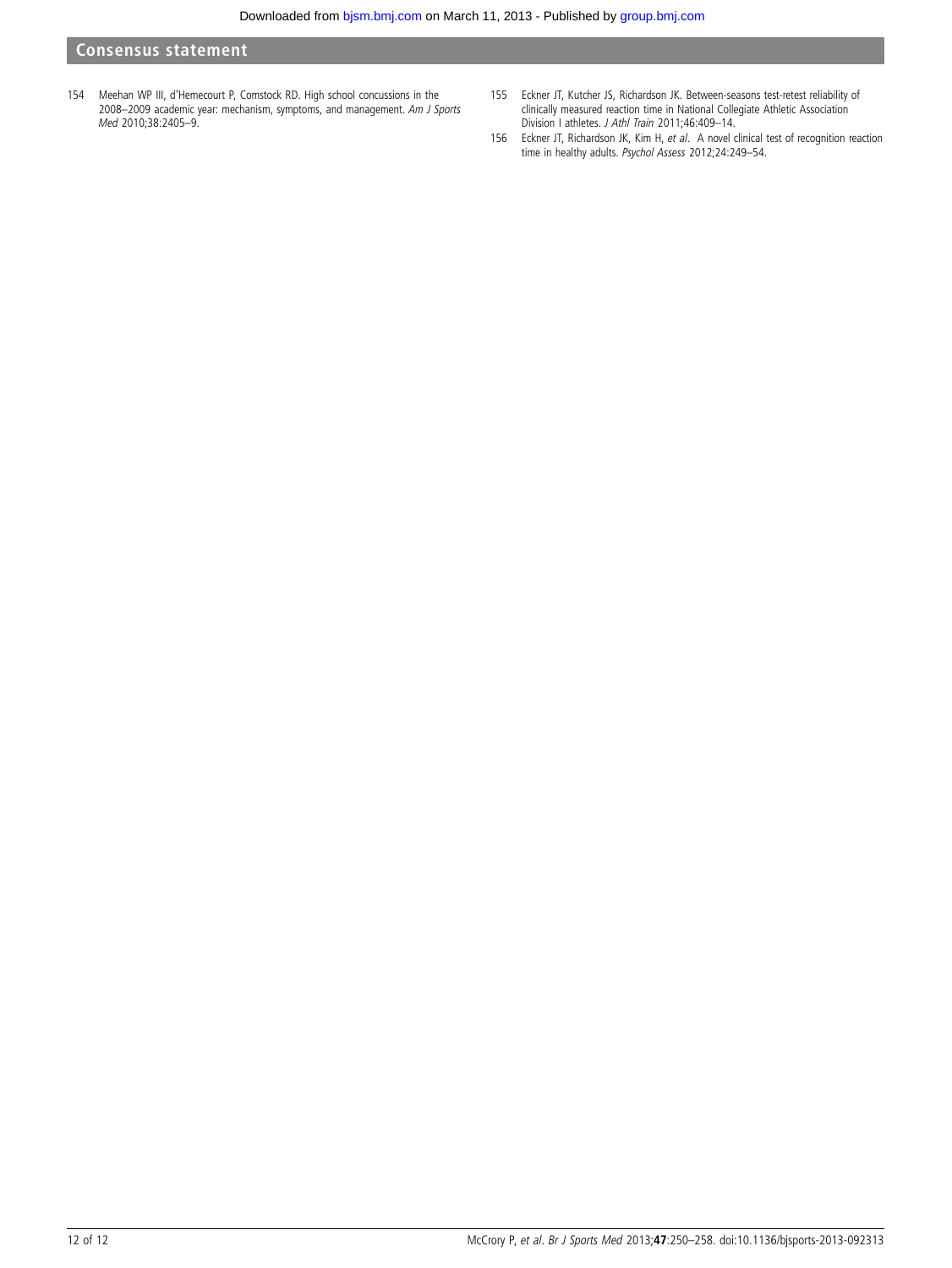154 Meehan WP III, d'Hemecourt P, Comstock RD. High school concussions in the 2008–2009 academic year: mechanism, symptoms, and management. *Am J Sports Med* 2010;38:2405–9.

155 Eckner JT, Kutcher JS, Richardson JK. Between-seasons test-retest reliability of clinically measured reaction time in National Collegiate Athletic Association Division I athletes. *J Athl Train* 2011;46:409–14.

156 Eckner JT, Richardson JK, Kim H, *et al*. A novel clinical test of recognition reaction time in healthy adults. *Psychol Assess* 2012;24:249–54.